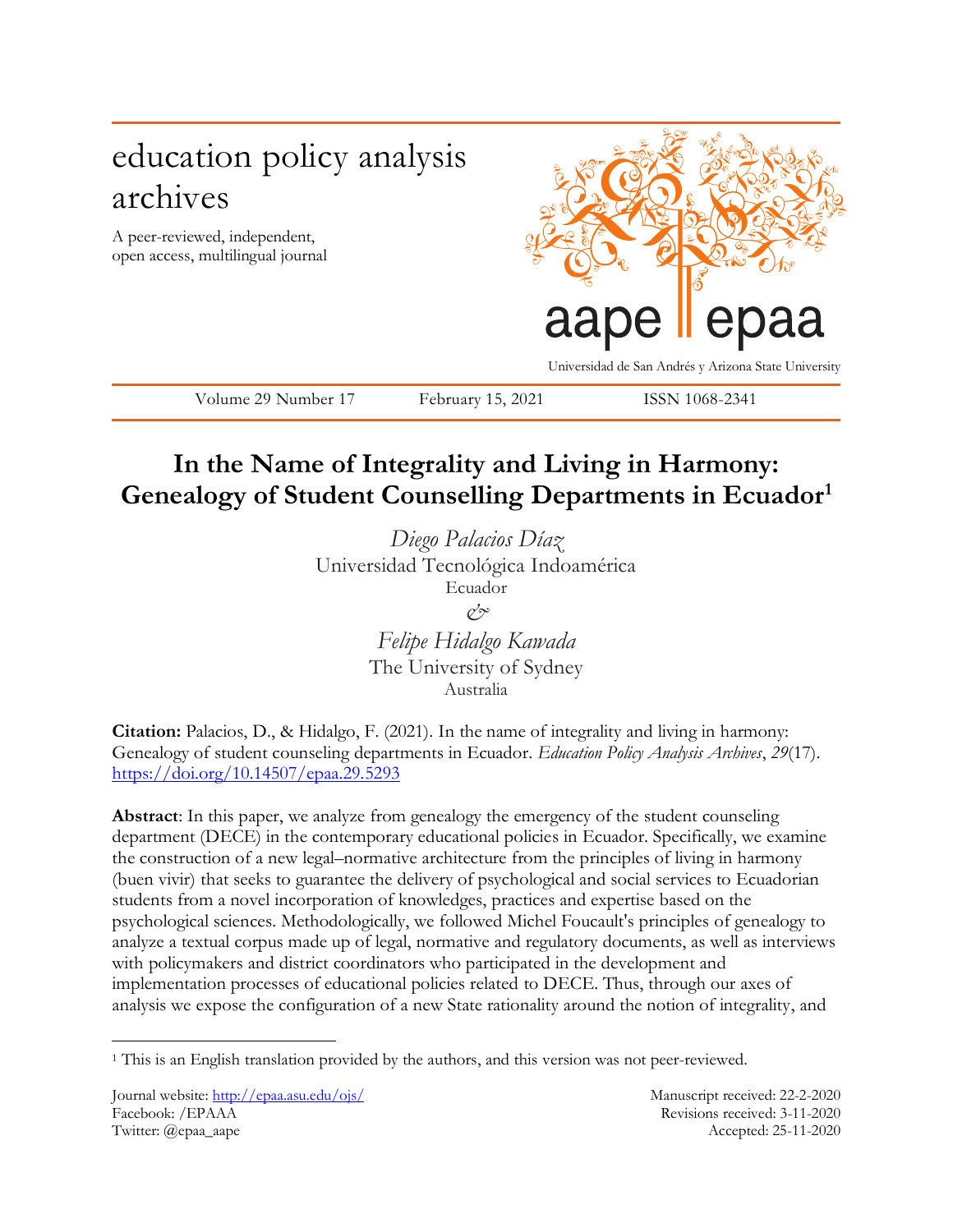education policy analysis archives

A peer-reviewed, independent, open access, multilingual journal

aape epaa

Universidad de San Andrés y Arizona State University

Volume 29 Number 17 February 15, 2021 ISSN 1068-2341

# In the Name of Integrality and Living in Harmony: Genealogy of Student Counselling Departments in Ecuador[1]

*Diego Palacios Díaz*
Universidad Tecnológica Indoamérica
Ecuador

*&*

*Felipe Hidalgo Kawada*
The University of Sydney
Australia

**Citation:** Palacios, D., & Hidalgo, F. (2021). In the name of integrality and living in harmony: Genealogy of student counseling departments in Ecuador. *Education Policy Analysis Archives*, *29*(17). https://doi.org/10.14507/epaa.29.5293

**Abstract**: In this paper, we analyze from genealogy the emergency of the student counseling department (DECE) in the contemporary educational policies in Ecuador. Specifically, we examine the construction of a new legal–normative architecture from the principles of living in harmony (buen vivir) that seeks to guarantee the delivery of psychological and social services to Ecuadorian students from a novel incorporation of knowledges, practices and expertise based on the psychological sciences. Methodologically, we followed Michel Foucault's principles of genealogy to analyze a textual corpus made up of legal, normative and regulatory documents, as well as interviews with policymakers and district coordinators who participated in the development and implementation processes of educational policies related to DECE. Thus, through our axes of analysis we expose the configuration of a new State rationality around the notion of integrality, and

[1] This is an English translation provided by the authors, and this version was not peer-reviewed.

Journal website: http://epaa.asu.edu/ojs/
Facebook: /EPAAA
Twitter: @epaa_aape

Manuscript received: 22-2-2020
Revisions received: 3-11-2020
Accepted: 25-11-2020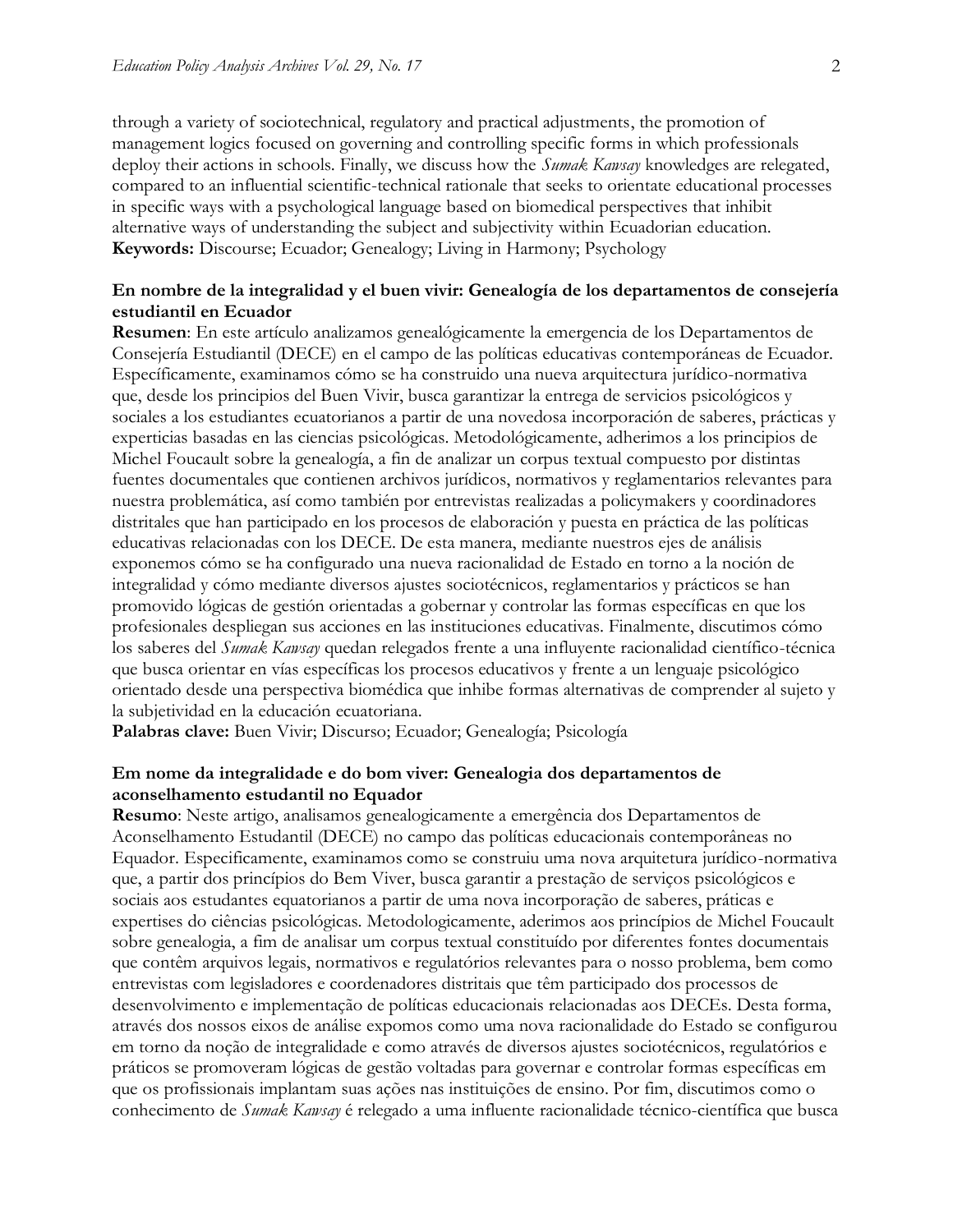through a variety of sociotechnical, regulatory and practical adjustments, the promotion of management logics focused on governing and controlling specific forms in which professionals deploy their actions in schools. Finally, we discuss how the *Sumak Kawsay* knowledges are relegated, compared to an influential scientific-technical rationale that seeks to orientate educational processes in specific ways with a psychological language based on biomedical perspectives that inhibit alternative ways of understanding the subject and subjectivity within Ecuadorian education.
**Keywords:** Discourse; Ecuador; Genealogy; Living in Harmony; Psychology

**En nombre de la integralidad y el buen vivir: Genealogía de los departamentos de consejería estudiantil en Ecuador**
**Resumen**: En este artículo analizamos genealógicamente la emergencia de los Departamentos de Consejería Estudiantil (DECE) en el campo de las políticas educativas contemporáneas de Ecuador. Específicamente, examinamos cómo se ha construido una nueva arquitectura jurídico-normativa que, desde los principios del Buen Vivir, busca garantizar la entrega de servicios psicológicos y sociales a los estudiantes ecuatorianos a partir de una novedosa incorporación de saberes, prácticas y experticias basadas en las ciencias psicológicas. Metodológicamente, adherimos a los principios de Michel Foucault sobre la genealogía, a fin de analizar un corpus textual compuesto por distintas fuentes documentales que contienen archivos jurídicos, normativos y reglamentarios relevantes para nuestra problemática, así como también por entrevistas realizadas a policymakers y coordinadores distritales que han participado en los procesos de elaboración y puesta en práctica de las políticas educativas relacionadas con los DECE. De esta manera, mediante nuestros ejes de análisis exponemos cómo se ha configurado una nueva racionalidad de Estado en torno a la noción de integralidad y cómo mediante diversos ajustes sociotécnicos, reglamentarios y prácticos se han promovido lógicas de gestión orientadas a gobernar y controlar las formas específicas en que los profesionales despliegan sus acciones en las instituciones educativas. Finalmente, discutimos cómo los saberes del *Sumak Kawsay* quedan relegados frente a una influyente racionalidad científico-técnica que busca orientar en vías específicas los procesos educativos y frente a un lenguaje psicológico orientado desde una perspectiva biomédica que inhibe formas alternativas de comprender al sujeto y la subjetividad en la educación ecuatoriana.
**Palabras clave:** Buen Vivir; Discurso; Ecuador; Genealogía; Psicología

**Em nome da integralidade e do bom viver: Genealogia dos departamentos de aconselhamento estudantil no Equador**
**Resumo**: Neste artigo, analisamos genealogicamente a emergência dos Departamentos de Aconselhamento Estudantil (DECE) no campo das políticas educacionais contemporâneas no Equador. Especificamente, examinamos como se construiu uma nova arquitetura jurídico-normativa que, a partir dos princípios do Bem Viver, busca garantir a prestação de serviços psicológicos e sociais aos estudantes equatorianos a partir de uma nova incorporação de saberes, práticas e expertises do ciências psicológicas. Metodologicamente, aderimos aos princípios de Michel Foucault sobre genealogia, a fim de analisar um corpus textual constituído por diferentes fontes documentais que contêm arquivos legais, normativos e regulatórios relevantes para o nosso problema, bem como entrevistas com legisladores e coordenadores distritais que têm participado dos processos de desenvolvimento e implementação de políticas educacionais relacionadas aos DECEs. Desta forma, através dos nossos eixos de análise expomos como uma nova racionalidade do Estado se configurou em torno da noção de integralidade e como através de diversos ajustes sociotécnicos, regulatórios e práticos se promoveram lógicas de gestão voltadas para governar e controlar formas específicas em que os profissionais implantam suas ações nas instituições de ensino. Por fim, discutimos como o conhecimento de *Sumak Kawsay* é relegado a uma influente racionalidade técnico-científica que busca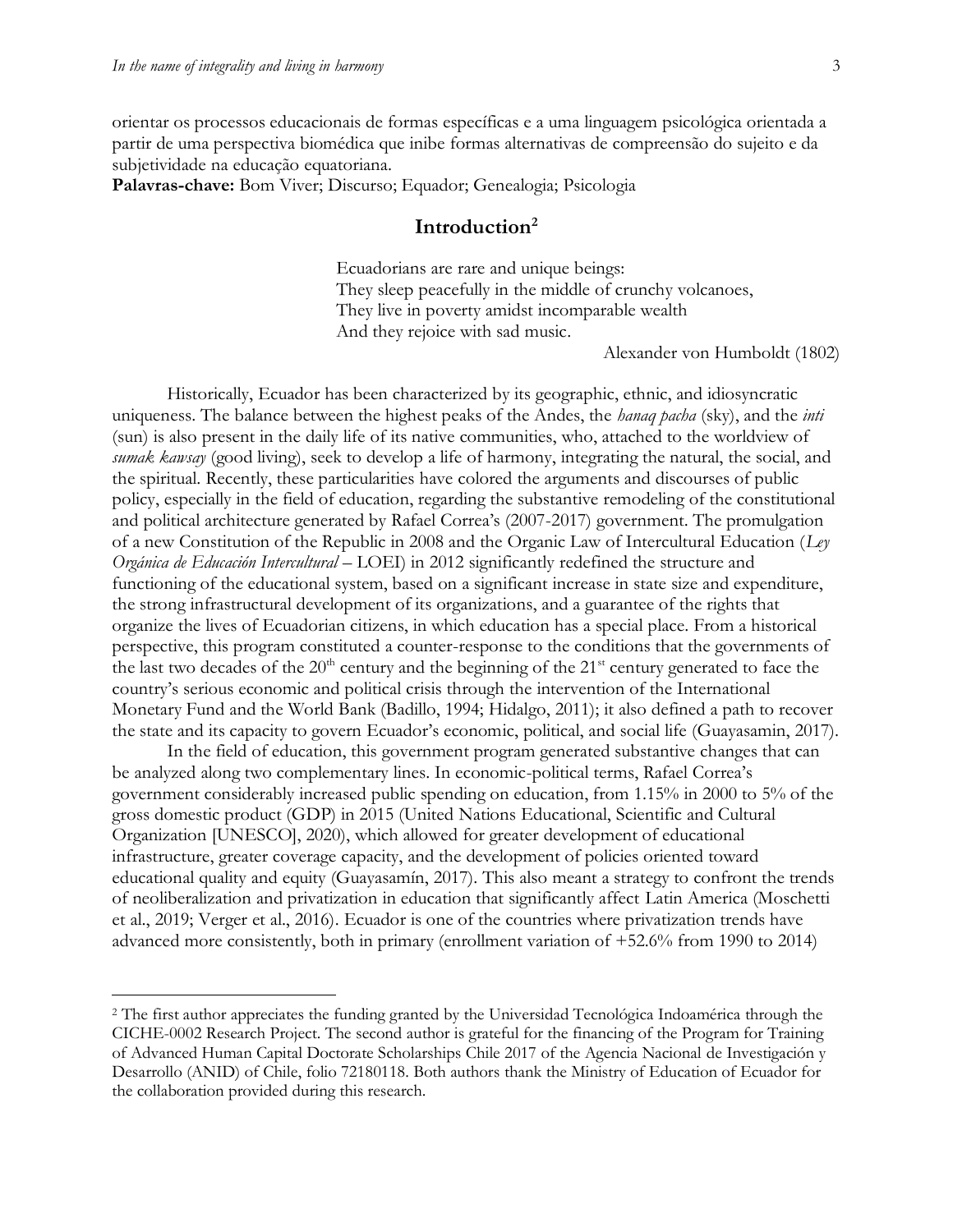orientar os processos educacionais de formas específicas e a uma linguagem psicológica orientada a partir de uma perspectiva biomédica que inibe formas alternativas de compreensão do sujeito e da subjetividade na educação equatoriana.

**Palavras-chave:** Bom Viver; Discurso; Equador; Genealogia; Psicologia

## Introduction[2]

> Ecuadorians are rare and unique beings:
> They sleep peacefully in the middle of crunchy volcanoes,
> They live in poverty amidst incomparable wealth
> And they rejoice with sad music.
>
> Alexander von Humboldt (1802)

Historically, Ecuador has been characterized by its geographic, ethnic, and idiosyncratic uniqueness. The balance between the highest peaks of the Andes, the *hanaq pacha* (sky), and the *inti* (sun) is also present in the daily life of its native communities, who, attached to the worldview of *sumak kawsay* (good living), seek to develop a life of harmony, integrating the natural, the social, and the spiritual. Recently, these particularities have colored the arguments and discourses of public policy, especially in the field of education, regarding the substantive remodeling of the constitutional and political architecture generated by Rafael Correa's (2007-2017) government. The promulgation of a new Constitution of the Republic in 2008 and the Organic Law of Intercultural Education (*Ley Orgánica de Educación Intercultural* – LOEI) in 2012 significantly redefined the structure and functioning of the educational system, based on a significant increase in state size and expenditure, the strong infrastructural development of its organizations, and a guarantee of the rights that organize the lives of Ecuadorian citizens, in which education has a special place. From a historical perspective, this program constituted a counter-response to the conditions that the governments of the last two decades of the 20th century and the beginning of the 21st century generated to face the country's serious economic and political crisis through the intervention of the International Monetary Fund and the World Bank (Badillo, 1994; Hidalgo, 2011); it also defined a path to recover the state and its capacity to govern Ecuador's economic, political, and social life (Guayasamin, 2017).

In the field of education, this government program generated substantive changes that can be analyzed along two complementary lines. In economic-political terms, Rafael Correa's government considerably increased public spending on education, from 1.15% in 2000 to 5% of the gross domestic product (GDP) in 2015 (United Nations Educational, Scientific and Cultural Organization [UNESCO], 2020), which allowed for greater development of educational infrastructure, greater coverage capacity, and the development of policies oriented toward educational quality and equity (Guayasamín, 2017). This also meant a strategy to confront the trends of neoliberalization and privatization in education that significantly affect Latin America (Moschetti et al., 2019; Verger et al., 2016). Ecuador is one of the countries where privatization trends have advanced more consistently, both in primary (enrollment variation of +52.6% from 1990 to 2014)

---

[2] The first author appreciates the funding granted by the Universidad Tecnológica Indoamérica through the CICHE-0002 Research Project. The second author is grateful for the financing of the Program for Training of Advanced Human Capital Doctorate Scholarships Chile 2017 of the Agencia Nacional de Investigación y Desarrollo (ANID) of Chile, folio 72180118. Both authors thank the Ministry of Education of Ecuador for the collaboration provided during this research.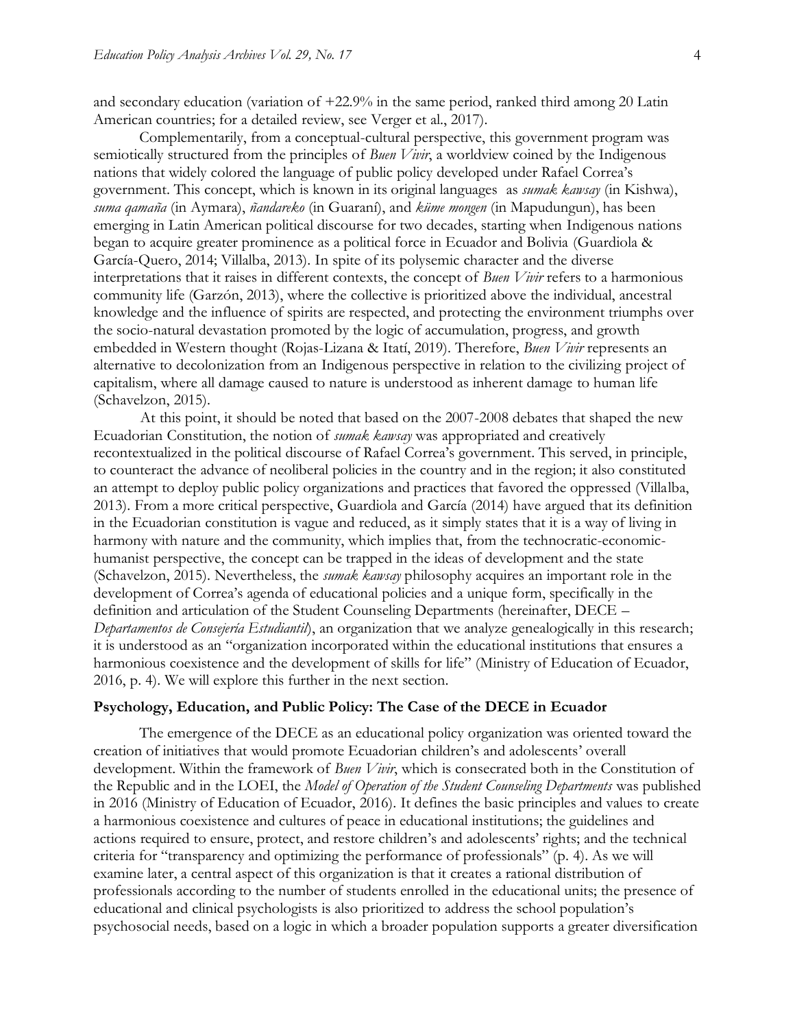and secondary education (variation of +22.9% in the same period, ranked third among 20 Latin American countries; for a detailed review, see Verger et al., 2017).

Complementarily, from a conceptual-cultural perspective, this government program was semiotically structured from the principles of *Buen Vivir*, a worldview coined by the Indigenous nations that widely colored the language of public policy developed under Rafael Correa's government. This concept, which is known in its original languages as *sumak kawsay* (in Kishwa), *suma qamaña* (in Aymara), *ñandareko* (in Guaraní), and *küme mongen* (in Mapudungun), has been emerging in Latin American political discourse for two decades, starting when Indigenous nations began to acquire greater prominence as a political force in Ecuador and Bolivia (Guardiola & García-Quero, 2014; Villalba, 2013). In spite of its polysemic character and the diverse interpretations that it raises in different contexts, the concept of *Buen Vivir* refers to a harmonious community life (Garzón, 2013), where the collective is prioritized above the individual, ancestral knowledge and the influence of spirits are respected, and protecting the environment triumphs over the socio-natural devastation promoted by the logic of accumulation, progress, and growth embedded in Western thought (Rojas-Lizana & Itatí, 2019). Therefore, *Buen Vivir* represents an alternative to decolonization from an Indigenous perspective in relation to the civilizing project of capitalism, where all damage caused to nature is understood as inherent damage to human life (Schavelzon, 2015).

At this point, it should be noted that based on the 2007-2008 debates that shaped the new Ecuadorian Constitution, the notion of *sumak kawsay* was appropriated and creatively recontextualized in the political discourse of Rafael Correa's government. This served, in principle, to counteract the advance of neoliberal policies in the country and in the region; it also constituted an attempt to deploy public policy organizations and practices that favored the oppressed (Villalba, 2013). From a more critical perspective, Guardiola and García (2014) have argued that its definition in the Ecuadorian constitution is vague and reduced, as it simply states that it is a way of living in harmony with nature and the community, which implies that, from the technocratic-economic-humanist perspective, the concept can be trapped in the ideas of development and the state (Schavelzon, 2015). Nevertheless, the *sumak kawsay* philosophy acquires an important role in the development of Correa's agenda of educational policies and a unique form, specifically in the definition and articulation of the Student Counseling Departments (hereinafter, DECE – *Departamentos de Consejería Estudiantil*), an organization that we analyze genealogically in this research; it is understood as an "organization incorporated within the educational institutions that ensures a harmonious coexistence and the development of skills for life" (Ministry of Education of Ecuador, 2016, p. 4). We will explore this further in the next section.

## Psychology, Education, and Public Policy: The Case of the DECE in Ecuador

The emergence of the DECE as an educational policy organization was oriented toward the creation of initiatives that would promote Ecuadorian children's and adolescents' overall development. Within the framework of *Buen Vivir*, which is consecrated both in the Constitution of the Republic and in the LOEI, the *Model of Operation of the Student Counseling Departments* was published in 2016 (Ministry of Education of Ecuador, 2016). It defines the basic principles and values to create a harmonious coexistence and cultures of peace in educational institutions; the guidelines and actions required to ensure, protect, and restore children's and adolescents' rights; and the technical criteria for "transparency and optimizing the performance of professionals" (p. 4). As we will examine later, a central aspect of this organization is that it creates a rational distribution of professionals according to the number of students enrolled in the educational units; the presence of educational and clinical psychologists is also prioritized to address the school population's psychosocial needs, based on a logic in which a broader population supports a greater diversification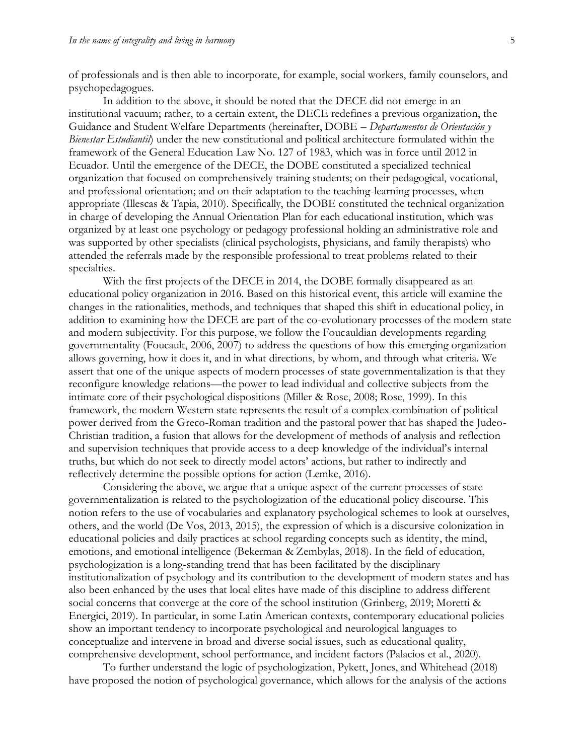of professionals and is then able to incorporate, for example, social workers, family counselors, and psychopedagogues.

In addition to the above, it should be noted that the DECE did not emerge in an institutional vacuum; rather, to a certain extent, the DECE redefines a previous organization, the Guidance and Student Welfare Departments (hereinafter, DOBE – *Departamentos de Orientación y Bienestar Estudiantil*) under the new constitutional and political architecture formulated within the framework of the General Education Law No. 127 of 1983, which was in force until 2012 in Ecuador. Until the emergence of the DECE, the DOBE constituted a specialized technical organization that focused on comprehensively training students; on their pedagogical, vocational, and professional orientation; and on their adaptation to the teaching-learning processes, when appropriate (Illescas & Tapia, 2010). Specifically, the DOBE constituted the technical organization in charge of developing the Annual Orientation Plan for each educational institution, which was organized by at least one psychology or pedagogy professional holding an administrative role and was supported by other specialists (clinical psychologists, physicians, and family therapists) who attended the referrals made by the responsible professional to treat problems related to their specialties.

With the first projects of the DECE in 2014, the DOBE formally disappeared as an educational policy organization in 2016. Based on this historical event, this article will examine the changes in the rationalities, methods, and techniques that shaped this shift in educational policy, in addition to examining how the DECE are part of the co-evolutionary processes of the modern state and modern subjectivity. For this purpose, we follow the Foucauldian developments regarding governmentality (Foucault, 2006, 2007) to address the questions of how this emerging organization allows governing, how it does it, and in what directions, by whom, and through what criteria. We assert that one of the unique aspects of modern processes of state governmentalization is that they reconfigure knowledge relations—the power to lead individual and collective subjects from the intimate core of their psychological dispositions (Miller & Rose, 2008; Rose, 1999). In this framework, the modern Western state represents the result of a complex combination of political power derived from the Greco-Roman tradition and the pastoral power that has shaped the Judeo-Christian tradition, a fusion that allows for the development of methods of analysis and reflection and supervision techniques that provide access to a deep knowledge of the individual's internal truths, but which do not seek to directly model actors' actions, but rather to indirectly and reflectively determine the possible options for action (Lemke, 2016).

Considering the above, we argue that a unique aspect of the current processes of state governmentalization is related to the psychologization of the educational policy discourse. This notion refers to the use of vocabularies and explanatory psychological schemes to look at ourselves, others, and the world (De Vos, 2013, 2015), the expression of which is a discursive colonization in educational policies and daily practices at school regarding concepts such as identity, the mind, emotions, and emotional intelligence (Bekerman & Zembylas, 2018). In the field of education, psychologization is a long-standing trend that has been facilitated by the disciplinary institutionalization of psychology and its contribution to the development of modern states and has also been enhanced by the uses that local elites have made of this discipline to address different social concerns that converge at the core of the school institution (Grinberg, 2019; Moretti & Energici, 2019). In particular, in some Latin American contexts, contemporary educational policies show an important tendency to incorporate psychological and neurological languages to conceptualize and intervene in broad and diverse social issues, such as educational quality, comprehensive development, school performance, and incident factors (Palacios et al., 2020).

To further understand the logic of psychologization, Pykett, Jones, and Whitehead (2018) have proposed the notion of psychological governance, which allows for the analysis of the actions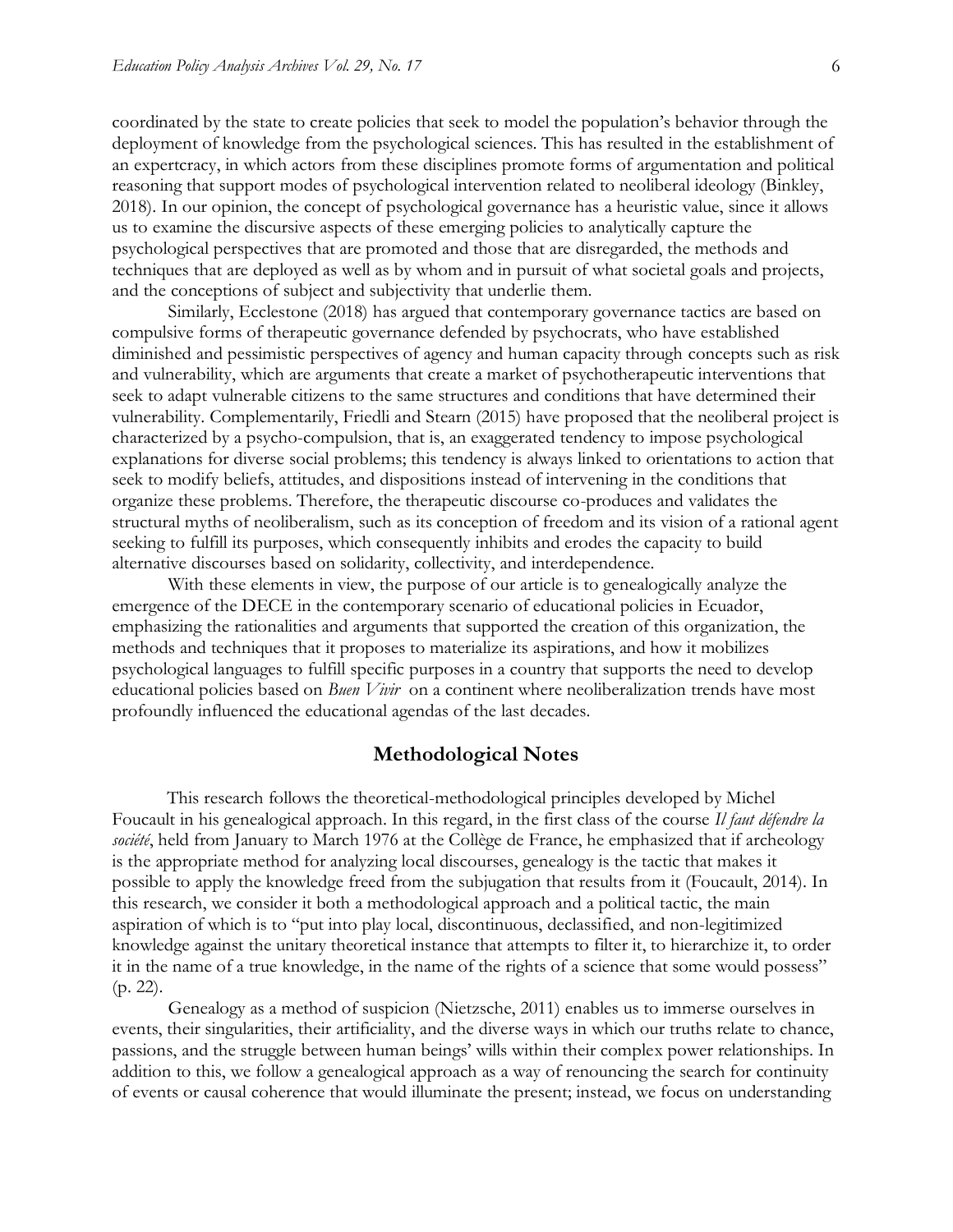coordinated by the state to create policies that seek to model the population's behavior through the deployment of knowledge from the psychological sciences. This has resulted in the establishment of an expertcracy, in which actors from these disciplines promote forms of argumentation and political reasoning that support modes of psychological intervention related to neoliberal ideology (Binkley, 2018). In our opinion, the concept of psychological governance has a heuristic value, since it allows us to examine the discursive aspects of these emerging policies to analytically capture the psychological perspectives that are promoted and those that are disregarded, the methods and techniques that are deployed as well as by whom and in pursuit of what societal goals and projects, and the conceptions of subject and subjectivity that underlie them.

Similarly, Ecclestone (2018) has argued that contemporary governance tactics are based on compulsive forms of therapeutic governance defended by psychocrats, who have established diminished and pessimistic perspectives of agency and human capacity through concepts such as risk and vulnerability, which are arguments that create a market of psychotherapeutic interventions that seek to adapt vulnerable citizens to the same structures and conditions that have determined their vulnerability. Complementarily, Friedli and Stearn (2015) have proposed that the neoliberal project is characterized by a psycho-compulsion, that is, an exaggerated tendency to impose psychological explanations for diverse social problems; this tendency is always linked to orientations to action that seek to modify beliefs, attitudes, and dispositions instead of intervening in the conditions that organize these problems. Therefore, the therapeutic discourse co-produces and validates the structural myths of neoliberalism, such as its conception of freedom and its vision of a rational agent seeking to fulfill its purposes, which consequently inhibits and erodes the capacity to build alternative discourses based on solidarity, collectivity, and interdependence.

With these elements in view, the purpose of our article is to genealogically analyze the emergence of the DECE in the contemporary scenario of educational policies in Ecuador, emphasizing the rationalities and arguments that supported the creation of this organization, the methods and techniques that it proposes to materialize its aspirations, and how it mobilizes psychological languages to fulfill specific purposes in a country that supports the need to develop educational policies based on *Buen Vivir* on a continent where neoliberalization trends have most profoundly influenced the educational agendas of the last decades.

## Methodological Notes

This research follows the theoretical-methodological principles developed by Michel Foucault in his genealogical approach. In this regard, in the first class of the course *Il faut défendre la société*, held from January to March 1976 at the Collège de France, he emphasized that if archeology is the appropriate method for analyzing local discourses, genealogy is the tactic that makes it possible to apply the knowledge freed from the subjugation that results from it (Foucault, 2014). In this research, we consider it both a methodological approach and a political tactic, the main aspiration of which is to "put into play local, discontinuous, declassified, and non-legitimized knowledge against the unitary theoretical instance that attempts to filter it, to hierarchize it, to order it in the name of a true knowledge, in the name of the rights of a science that some would possess" (p. 22).

Genealogy as a method of suspicion (Nietzsche, 2011) enables us to immerse ourselves in events, their singularities, their artificiality, and the diverse ways in which our truths relate to chance, passions, and the struggle between human beings' wills within their complex power relationships. In addition to this, we follow a genealogical approach as a way of renouncing the search for continuity of events or causal coherence that would illuminate the present; instead, we focus on understanding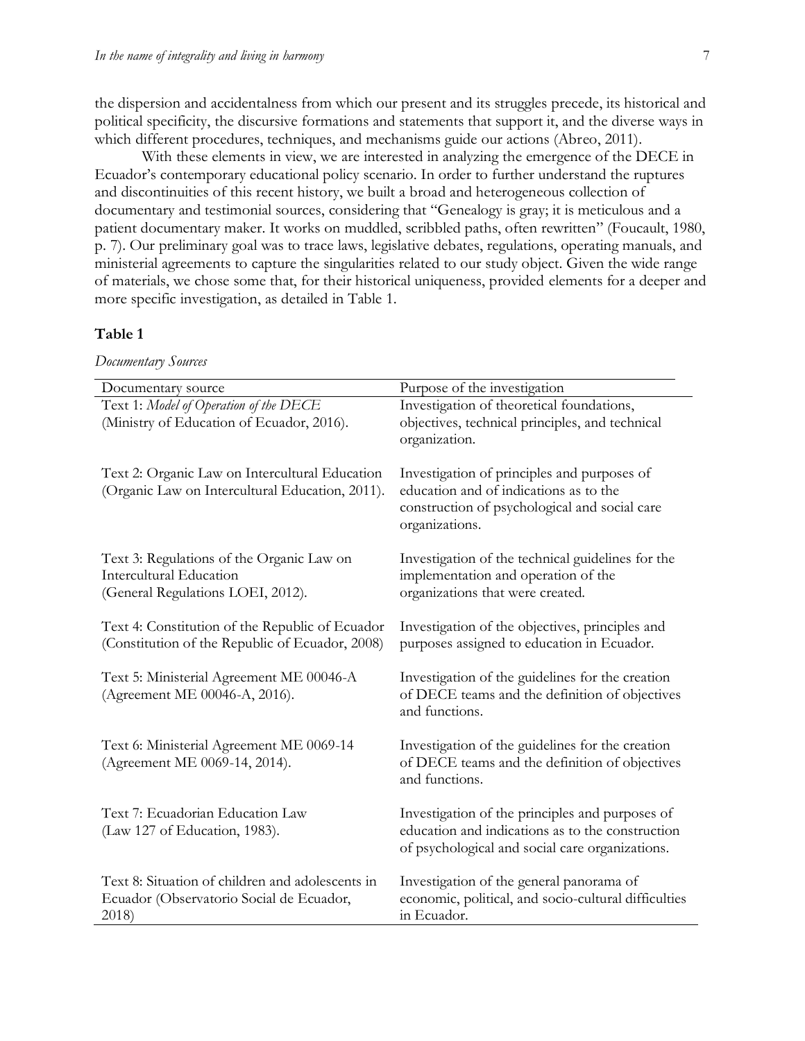the dispersion and accidentalness from which our present and its struggles precede, its historical and political specificity, the discursive formations and statements that support it, and the diverse ways in which different procedures, techniques, and mechanisms guide our actions (Abreo, 2011).

With these elements in view, we are interested in analyzing the emergence of the DECE in Ecuador's contemporary educational policy scenario. In order to further understand the ruptures and discontinuities of this recent history, we built a broad and heterogeneous collection of documentary and testimonial sources, considering that "Genealogy is gray; it is meticulous and a patient documentary maker. It works on muddled, scribbled paths, often rewritten" (Foucault, 1980, p. 7). Our preliminary goal was to trace laws, legislative debates, regulations, operating manuals, and ministerial agreements to capture the singularities related to our study object. Given the wide range of materials, we chose some that, for their historical uniqueness, provided elements for a deeper and more specific investigation, as detailed in Table 1.

**Table 1**

*Documentary Sources*

| Documentary source | Purpose of the investigation |
|---|---|
| Text 1: *Model of Operation of the DECE* (Ministry of Education of Ecuador, 2016). | Investigation of theoretical foundations, objectives, technical principles, and technical organization. |
| Text 2: Organic Law on Intercultural Education (Organic Law on Intercultural Education, 2011). | Investigation of principles and purposes of education and of indications as to the construction of psychological and social care organizations. |
| Text 3: Regulations of the Organic Law on Intercultural Education (General Regulations LOEI, 2012). | Investigation of the technical guidelines for the implementation and operation of the organizations that were created. |
| Text 4: Constitution of the Republic of Ecuador (Constitution of the Republic of Ecuador, 2008) | Investigation of the objectives, principles and purposes assigned to education in Ecuador. |
| Text 5: Ministerial Agreement ME 00046-A (Agreement ME 00046-A, 2016). | Investigation of the guidelines for the creation of DECE teams and the definition of objectives and functions. |
| Text 6: Ministerial Agreement ME 0069-14 (Agreement ME 0069-14, 2014). | Investigation of the guidelines for the creation of DECE teams and the definition of objectives and functions. |
| Text 7: Ecuadorian Education Law (Law 127 of Education, 1983). | Investigation of the principles and purposes of education and indications as to the construction of psychological and social care organizations. |
| Text 8: Situation of children and adolescents in Ecuador (Observatorio Social de Ecuador, 2018) | Investigation of the general panorama of economic, political, and socio-cultural difficulties in Ecuador. |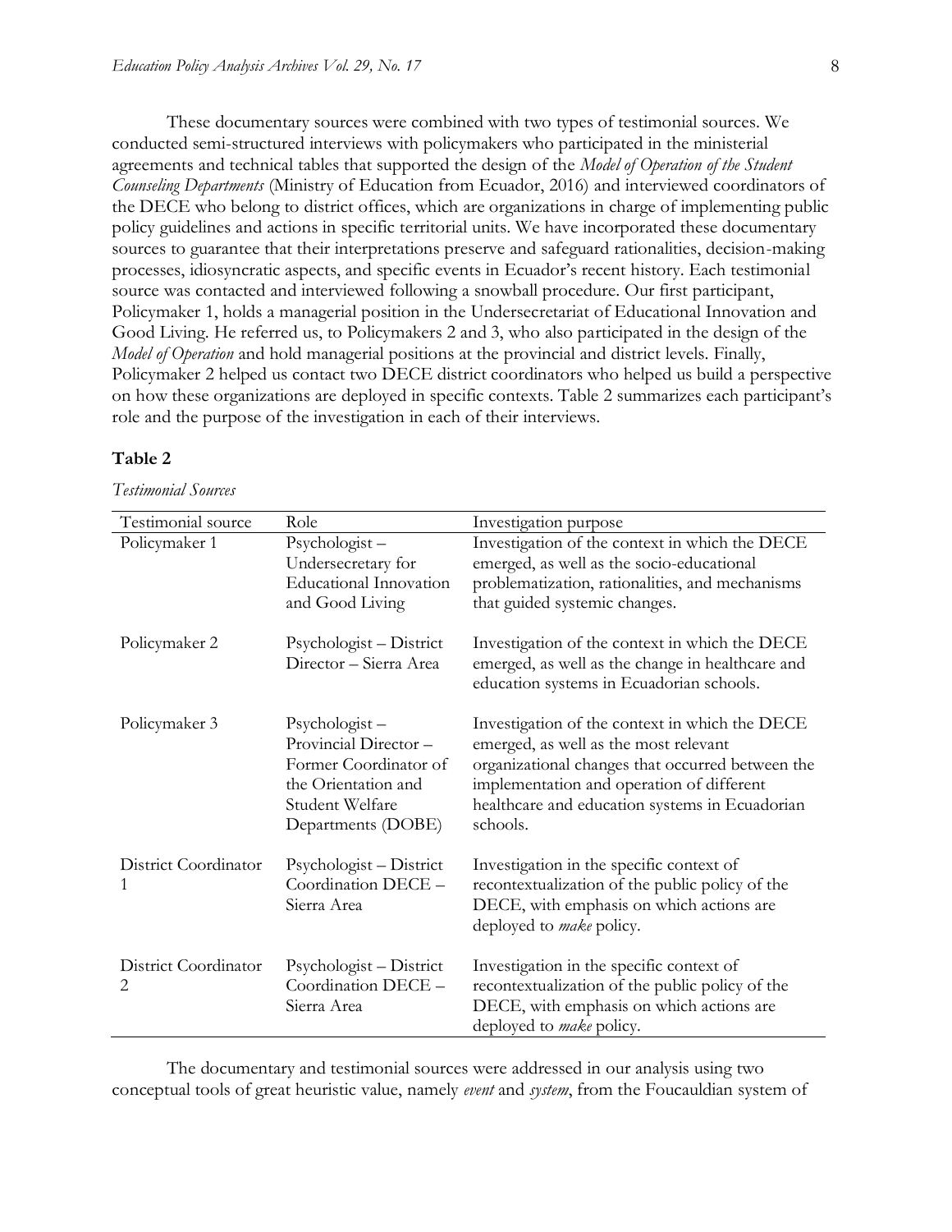These documentary sources were combined with two types of testimonial sources. We conducted semi-structured interviews with policymakers who participated in the ministerial agreements and technical tables that supported the design of the *Model of Operation of the Student Counseling Departments* (Ministry of Education from Ecuador, 2016) and interviewed coordinators of the DECE who belong to district offices, which are organizations in charge of implementing public policy guidelines and actions in specific territorial units. We have incorporated these documentary sources to guarantee that their interpretations preserve and safeguard rationalities, decision-making processes, idiosyncratic aspects, and specific events in Ecuador's recent history. Each testimonial source was contacted and interviewed following a snowball procedure. Our first participant, Policymaker 1, holds a managerial position in the Undersecretariat of Educational Innovation and Good Living. He referred us, to Policymakers 2 and 3, who also participated in the design of the *Model of Operation* and hold managerial positions at the provincial and district levels. Finally, Policymaker 2 helped us contact two DECE district coordinators who helped us build a perspective on how these organizations are deployed in specific contexts. Table 2 summarizes each participant's role and the purpose of the investigation in each of their interviews.

**Table 2**

*Testimonial Sources*

| Testimonial source | Role | Investigation purpose |
|---|---|---|
| Policymaker 1 | Psychologist – Undersecretary for Educational Innovation and Good Living | Investigation of the context in which the DECE emerged, as well as the socio-educational problematization, rationalities, and mechanisms that guided systemic changes. |
| Policymaker 2 | Psychologist – District Director – Sierra Area | Investigation of the context in which the DECE emerged, as well as the change in healthcare and education systems in Ecuadorian schools. |
| Policymaker 3 | Psychologist – Provincial Director – Former Coordinator of the Orientation and Student Welfare Departments (DOBE) | Investigation of the context in which the DECE emerged, as well as the most relevant organizational changes that occurred between the implementation and operation of different healthcare and education systems in Ecuadorian schools. |
| District Coordinator 1 | Psychologist – District Coordination DECE – Sierra Area | Investigation in the specific context of recontextualization of the public policy of the DECE, with emphasis on which actions are deployed to *make* policy. |
| District Coordinator 2 | Psychologist – District Coordination DECE – Sierra Area | Investigation in the specific context of recontextualization of the public policy of the DECE, with emphasis on which actions are deployed to *make* policy. |

The documentary and testimonial sources were addressed in our analysis using two conceptual tools of great heuristic value, namely *event* and *system*, from the Foucauldian system of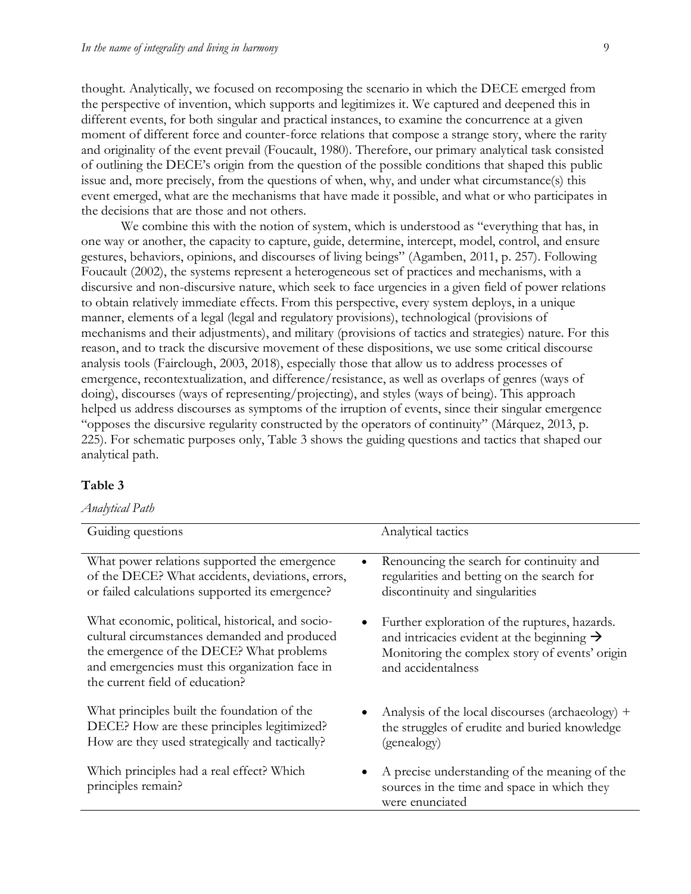thought. Analytically, we focused on recomposing the scenario in which the DECE emerged from the perspective of invention, which supports and legitimizes it. We captured and deepened this in different events, for both singular and practical instances, to examine the concurrence at a given moment of different force and counter-force relations that compose a strange story, where the rarity and originality of the event prevail (Foucault, 1980). Therefore, our primary analytical task consisted of outlining the DECE's origin from the question of the possible conditions that shaped this public issue and, more precisely, from the questions of when, why, and under what circumstance(s) this event emerged, what are the mechanisms that have made it possible, and what or who participates in the decisions that are those and not others.

We combine this with the notion of system, which is understood as "everything that has, in one way or another, the capacity to capture, guide, determine, intercept, model, control, and ensure gestures, behaviors, opinions, and discourses of living beings" (Agamben, 2011, p. 257). Following Foucault (2002), the systems represent a heterogeneous set of practices and mechanisms, with a discursive and non-discursive nature, which seek to face urgencies in a given field of power relations to obtain relatively immediate effects. From this perspective, every system deploys, in a unique manner, elements of a legal (legal and regulatory provisions), technological (provisions of mechanisms and their adjustments), and military (provisions of tactics and strategies) nature. For this reason, and to track the discursive movement of these dispositions, we use some critical discourse analysis tools (Fairclough, 2003, 2018), especially those that allow us to address processes of emergence, recontextualization, and difference/resistance, as well as overlaps of genres (ways of doing), discourses (ways of representing/projecting), and styles (ways of being). This approach helped us address discourses as symptoms of the irruption of events, since their singular emergence "opposes the discursive regularity constructed by the operators of continuity" (Márquez, 2013, p. 225). For schematic purposes only, Table 3 shows the guiding questions and tactics that shaped our analytical path.

**Table 3**

*Analytical Path*

| Guiding questions | Analytical tactics |
| --- | --- |
| What power relations supported the emergence of the DECE? What accidents, deviations, errors, or failed calculations supported its emergence? | • Renouncing the search for continuity and regularities and betting on the search for discontinuity and singularities |
| What economic, political, historical, and socio-cultural circumstances demanded and produced the emergence of the DECE? What problems and emergencies must this organization face in the current field of education? | • Further exploration of the ruptures, hazards. and intricacies evident at the beginning → Monitoring the complex story of events' origin and accidentalness |
| What principles built the foundation of the DECE? How are these principles legitimized? How are they used strategically and tactically? | • Analysis of the local discourses (archaeology) + the struggles of erudite and buried knowledge (genealogy) |
| Which principles had a real effect? Which principles remain? | • A precise understanding of the meaning of the sources in the time and space in which they were enunciated |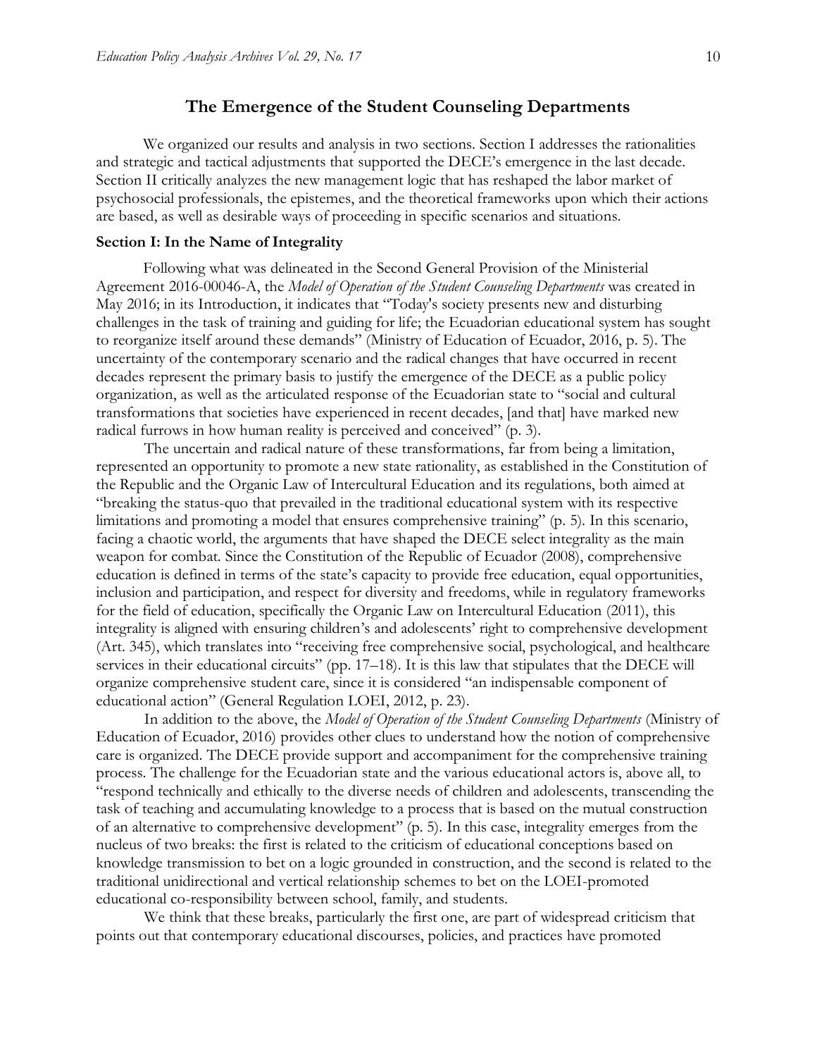## The Emergence of the Student Counseling Departments

We organized our results and analysis in two sections. Section I addresses the rationalities and strategic and tactical adjustments that supported the DECE's emergence in the last decade. Section II critically analyzes the new management logic that has reshaped the labor market of psychosocial professionals, the epistemes, and the theoretical frameworks upon which their actions are based, as well as desirable ways of proceeding in specific scenarios and situations.

### Section I: In the Name of Integrality

Following what was delineated in the Second General Provision of the Ministerial Agreement 2016-00046-A, the *Model of Operation of the Student Counseling Departments* was created in May 2016; in its Introduction, it indicates that "Today's society presents new and disturbing challenges in the task of training and guiding for life; the Ecuadorian educational system has sought to reorganize itself around these demands" (Ministry of Education of Ecuador, 2016, p. 5). The uncertainty of the contemporary scenario and the radical changes that have occurred in recent decades represent the primary basis to justify the emergence of the DECE as a public policy organization, as well as the articulated response of the Ecuadorian state to "social and cultural transformations that societies have experienced in recent decades, [and that] have marked new radical furrows in how human reality is perceived and conceived" (p. 3).

The uncertain and radical nature of these transformations, far from being a limitation, represented an opportunity to promote a new state rationality, as established in the Constitution of the Republic and the Organic Law of Intercultural Education and its regulations, both aimed at "breaking the status-quo that prevailed in the traditional educational system with its respective limitations and promoting a model that ensures comprehensive training" (p. 5). In this scenario, facing a chaotic world, the arguments that have shaped the DECE select integrality as the main weapon for combat. Since the Constitution of the Republic of Ecuador (2008), comprehensive education is defined in terms of the state's capacity to provide free education, equal opportunities, inclusion and participation, and respect for diversity and freedoms, while in regulatory frameworks for the field of education, specifically the Organic Law on Intercultural Education (2011), this integrality is aligned with ensuring children's and adolescents' right to comprehensive development (Art. 345), which translates into "receiving free comprehensive social, psychological, and healthcare services in their educational circuits" (pp. 17–18). It is this law that stipulates that the DECE will organize comprehensive student care, since it is considered "an indispensable component of educational action" (General Regulation LOEI, 2012, p. 23).

In addition to the above, the *Model of Operation of the Student Counseling Departments* (Ministry of Education of Ecuador, 2016) provides other clues to understand how the notion of comprehensive care is organized. The DECE provide support and accompaniment for the comprehensive training process. The challenge for the Ecuadorian state and the various educational actors is, above all, to "respond technically and ethically to the diverse needs of children and adolescents, transcending the task of teaching and accumulating knowledge to a process that is based on the mutual construction of an alternative to comprehensive development" (p. 5). In this case, integrality emerges from the nucleus of two breaks: the first is related to the criticism of educational conceptions based on knowledge transmission to bet on a logic grounded in construction, and the second is related to the traditional unidirectional and vertical relationship schemes to bet on the LOEI-promoted educational co-responsibility between school, family, and students.

We think that these breaks, particularly the first one, are part of widespread criticism that points out that contemporary educational discourses, policies, and practices have promoted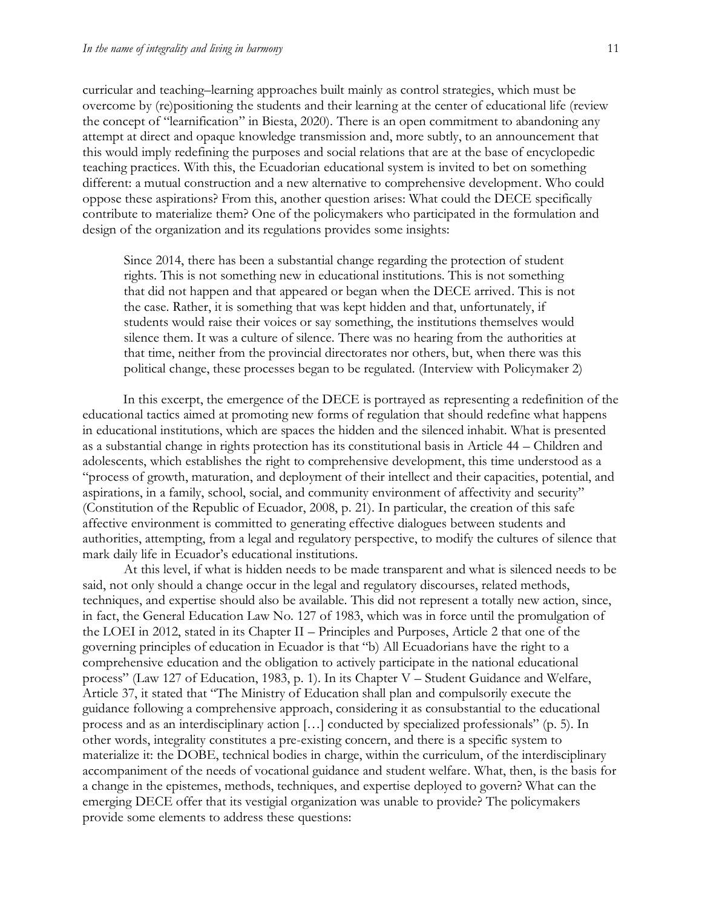curricular and teaching–learning approaches built mainly as control strategies, which must be overcome by (re)positioning the students and their learning at the center of educational life (review the concept of "learnification" in Biesta, 2020). There is an open commitment to abandoning any attempt at direct and opaque knowledge transmission and, more subtly, to an announcement that this would imply redefining the purposes and social relations that are at the base of encyclopedic teaching practices. With this, the Ecuadorian educational system is invited to bet on something different: a mutual construction and a new alternative to comprehensive development. Who could oppose these aspirations? From this, another question arises: What could the DECE specifically contribute to materialize them? One of the policymakers who participated in the formulation and design of the organization and its regulations provides some insights:

> Since 2014, there has been a substantial change regarding the protection of student rights. This is not something new in educational institutions. This is not something that did not happen and that appeared or began when the DECE arrived. This is not the case. Rather, it is something that was kept hidden and that, unfortunately, if students would raise their voices or say something, the institutions themselves would silence them. It was a culture of silence. There was no hearing from the authorities at that time, neither from the provincial directorates nor others, but, when there was this political change, these processes began to be regulated. (Interview with Policymaker 2)

In this excerpt, the emergence of the DECE is portrayed as representing a redefinition of the educational tactics aimed at promoting new forms of regulation that should redefine what happens in educational institutions, which are spaces the hidden and the silenced inhabit. What is presented as a substantial change in rights protection has its constitutional basis in Article 44 – Children and adolescents, which establishes the right to comprehensive development, this time understood as a "process of growth, maturation, and deployment of their intellect and their capacities, potential, and aspirations, in a family, school, social, and community environment of affectivity and security" (Constitution of the Republic of Ecuador, 2008, p. 21). In particular, the creation of this safe affective environment is committed to generating effective dialogues between students and authorities, attempting, from a legal and regulatory perspective, to modify the cultures of silence that mark daily life in Ecuador's educational institutions.

At this level, if what is hidden needs to be made transparent and what is silenced needs to be said, not only should a change occur in the legal and regulatory discourses, related methods, techniques, and expertise should also be available. This did not represent a totally new action, since, in fact, the General Education Law No. 127 of 1983, which was in force until the promulgation of the LOEI in 2012, stated in its Chapter II – Principles and Purposes, Article 2 that one of the governing principles of education in Ecuador is that "b) All Ecuadorians have the right to a comprehensive education and the obligation to actively participate in the national educational process" (Law 127 of Education, 1983, p. 1). In its Chapter V – Student Guidance and Welfare, Article 37, it stated that "The Ministry of Education shall plan and compulsorily execute the guidance following a comprehensive approach, considering it as consubstantial to the educational process and as an interdisciplinary action […] conducted by specialized professionals" (p. 5). In other words, integrality constitutes a pre-existing concern, and there is a specific system to materialize it: the DOBE, technical bodies in charge, within the curriculum, of the interdisciplinary accompaniment of the needs of vocational guidance and student welfare. What, then, is the basis for a change in the epistemes, methods, techniques, and expertise deployed to govern? What can the emerging DECE offer that its vestigial organization was unable to provide? The policymakers provide some elements to address these questions: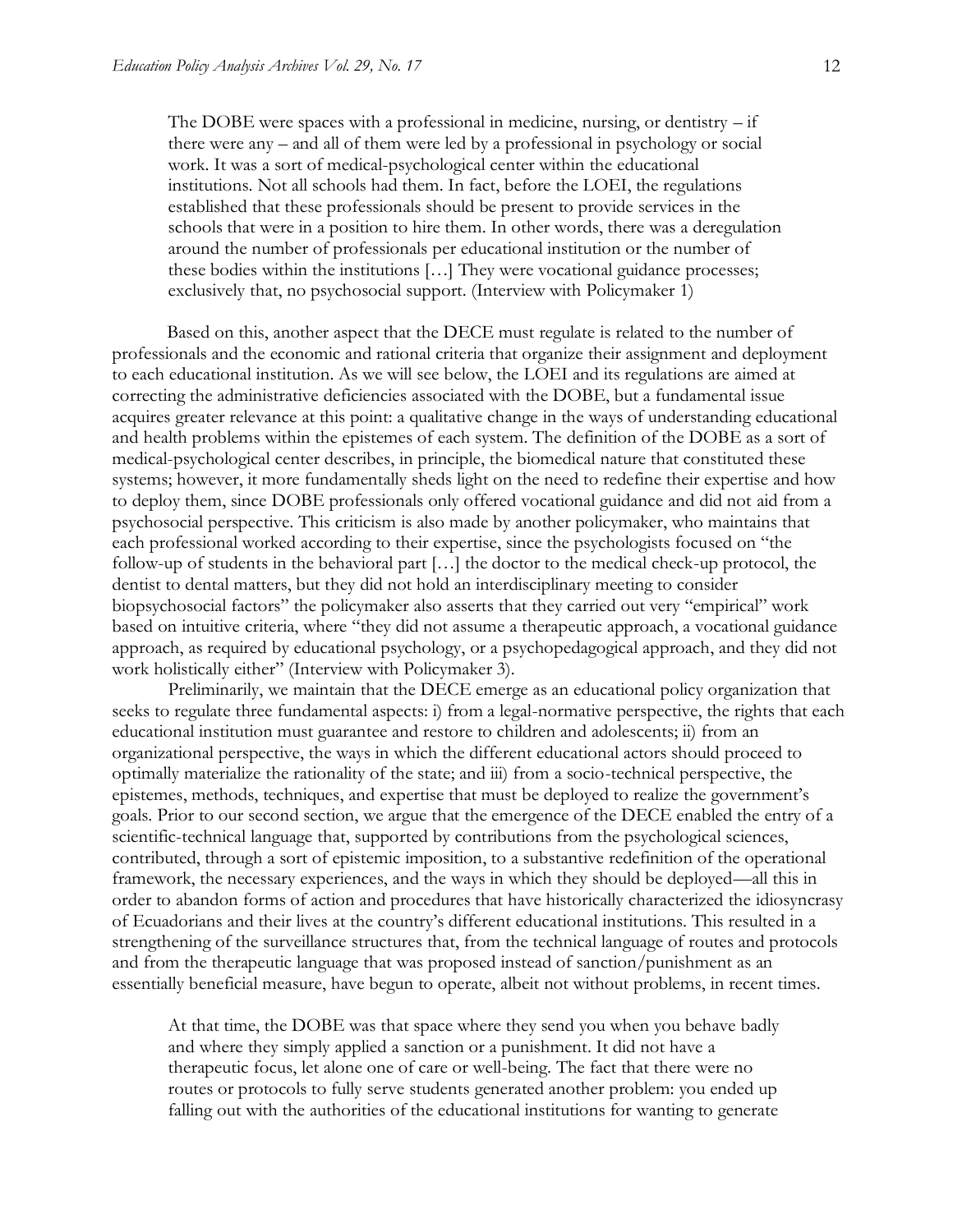> The DOBE were spaces with a professional in medicine, nursing, or dentistry – if there were any – and all of them were led by a professional in psychology or social work. It was a sort of medical-psychological center within the educational institutions. Not all schools had them. In fact, before the LOEI, the regulations established that these professionals should be present to provide services in the schools that were in a position to hire them. In other words, there was a deregulation around the number of professionals per educational institution or the number of these bodies within the institutions […] They were vocational guidance processes; exclusively that, no psychosocial support. (Interview with Policymaker 1)

Based on this, another aspect that the DECE must regulate is related to the number of professionals and the economic and rational criteria that organize their assignment and deployment to each educational institution. As we will see below, the LOEI and its regulations are aimed at correcting the administrative deficiencies associated with the DOBE, but a fundamental issue acquires greater relevance at this point: a qualitative change in the ways of understanding educational and health problems within the epistemes of each system. The definition of the DOBE as a sort of medical-psychological center describes, in principle, the biomedical nature that constituted these systems; however, it more fundamentally sheds light on the need to redefine their expertise and how to deploy them, since DOBE professionals only offered vocational guidance and did not aid from a psychosocial perspective. This criticism is also made by another policymaker, who maintains that each professional worked according to their expertise, since the psychologists focused on "the follow-up of students in the behavioral part […] the doctor to the medical check-up protocol, the dentist to dental matters, but they did not hold an interdisciplinary meeting to consider biopsychosocial factors" the policymaker also asserts that they carried out very "empirical" work based on intuitive criteria, where "they did not assume a therapeutic approach, a vocational guidance approach, as required by educational psychology, or a psychopedagogical approach, and they did not work holistically either" (Interview with Policymaker 3).

Preliminarily, we maintain that the DECE emerge as an educational policy organization that seeks to regulate three fundamental aspects: i) from a legal-normative perspective, the rights that each educational institution must guarantee and restore to children and adolescents; ii) from an organizational perspective, the ways in which the different educational actors should proceed to optimally materialize the rationality of the state; and iii) from a socio-technical perspective, the epistemes, methods, techniques, and expertise that must be deployed to realize the government's goals. Prior to our second section, we argue that the emergence of the DECE enabled the entry of a scientific-technical language that, supported by contributions from the psychological sciences, contributed, through a sort of epistemic imposition, to a substantive redefinition of the operational framework, the necessary experiences, and the ways in which they should be deployed—all this in order to abandon forms of action and procedures that have historically characterized the idiosyncrasy of Ecuadorians and their lives at the country's different educational institutions. This resulted in a strengthening of the surveillance structures that, from the technical language of routes and protocols and from the therapeutic language that was proposed instead of sanction/punishment as an essentially beneficial measure, have begun to operate, albeit not without problems, in recent times.

> At that time, the DOBE was that space where they send you when you behave badly and where they simply applied a sanction or a punishment. It did not have a therapeutic focus, let alone one of care or well-being. The fact that there were no routes or protocols to fully serve students generated another problem: you ended up falling out with the authorities of the educational institutions for wanting to generate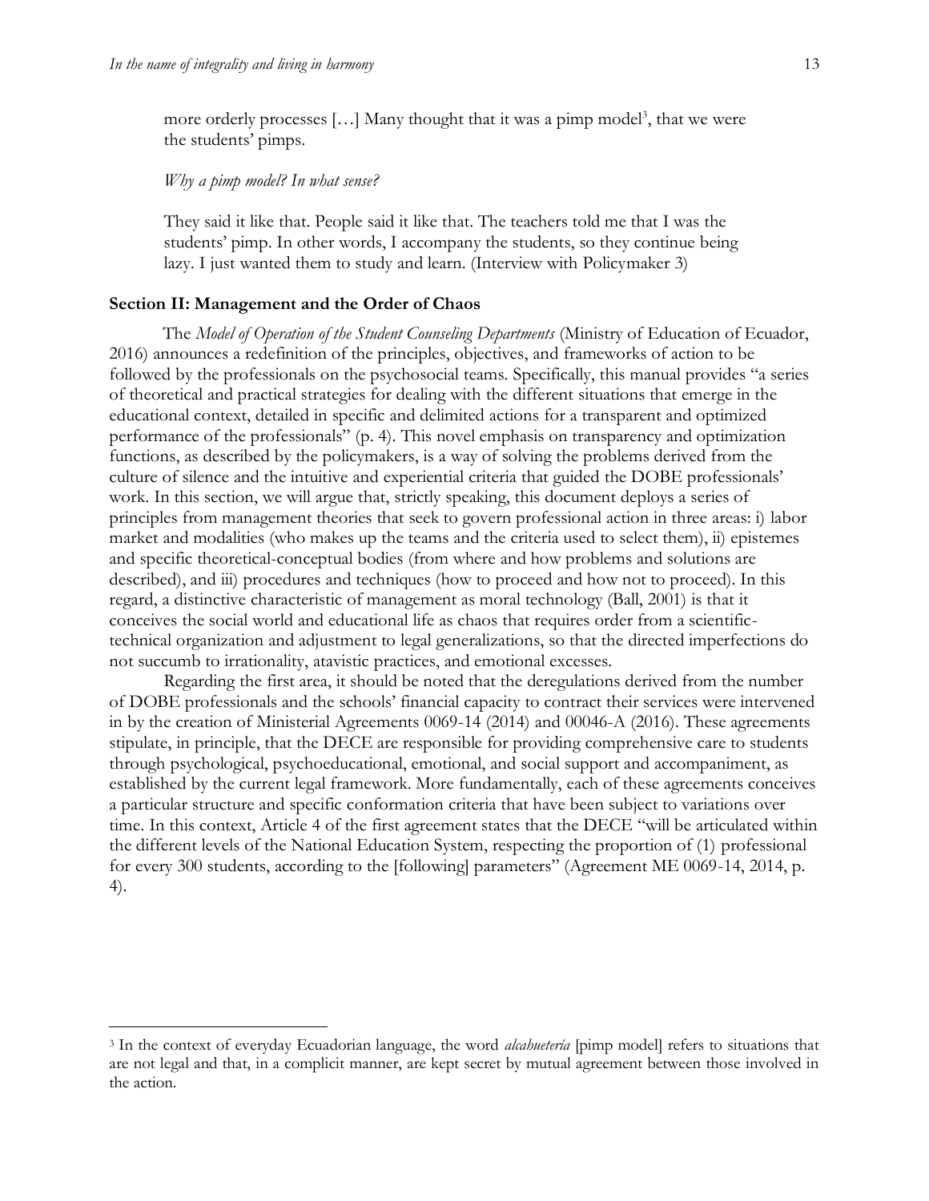more orderly processes […] Many thought that it was a pimp model[3], that we were the students' pimps.

*Why a pimp model? In what sense?*

They said it like that. People said it like that. The teachers told me that I was the students' pimp. In other words, I accompany the students, so they continue being lazy. I just wanted them to study and learn. (Interview with Policymaker 3)

## Section II: Management and the Order of Chaos

The *Model of Operation of the Student Counseling Departments* (Ministry of Education of Ecuador, 2016) announces a redefinition of the principles, objectives, and frameworks of action to be followed by the professionals on the psychosocial teams. Specifically, this manual provides "a series of theoretical and practical strategies for dealing with the different situations that emerge in the educational context, detailed in specific and delimited actions for a transparent and optimized performance of the professionals" (p. 4). This novel emphasis on transparency and optimization functions, as described by the policymakers, is a way of solving the problems derived from the culture of silence and the intuitive and experiential criteria that guided the DOBE professionals' work. In this section, we will argue that, strictly speaking, this document deploys a series of principles from management theories that seek to govern professional action in three areas: i) labor market and modalities (who makes up the teams and the criteria used to select them), ii) epistemes and specific theoretical-conceptual bodies (from where and how problems and solutions are described), and iii) procedures and techniques (how to proceed and how not to proceed). In this regard, a distinctive characteristic of management as moral technology (Ball, 2001) is that it conceives the social world and educational life as chaos that requires order from a scientific-technical organization and adjustment to legal generalizations, so that the directed imperfections do not succumb to irrationality, atavistic practices, and emotional excesses.

Regarding the first area, it should be noted that the deregulations derived from the number of DOBE professionals and the schools' financial capacity to contract their services were intervened in by the creation of Ministerial Agreements 0069-14 (2014) and 00046-A (2016). These agreements stipulate, in principle, that the DECE are responsible for providing comprehensive care to students through psychological, psychoeducational, emotional, and social support and accompaniment, as established by the current legal framework. More fundamentally, each of these agreements conceives a particular structure and specific conformation criteria that have been subject to variations over time. In this context, Article 4 of the first agreement states that the DECE "will be articulated within the different levels of the National Education System, respecting the proportion of (1) professional for every 300 students, according to the [following] parameters" (Agreement ME 0069-14, 2014, p. 4).

---

[3] In the context of everyday Ecuadorian language, the word *alcahuetería* [pimp model] refers to situations that are not legal and that, in a complicit manner, are kept secret by mutual agreement between those involved in the action.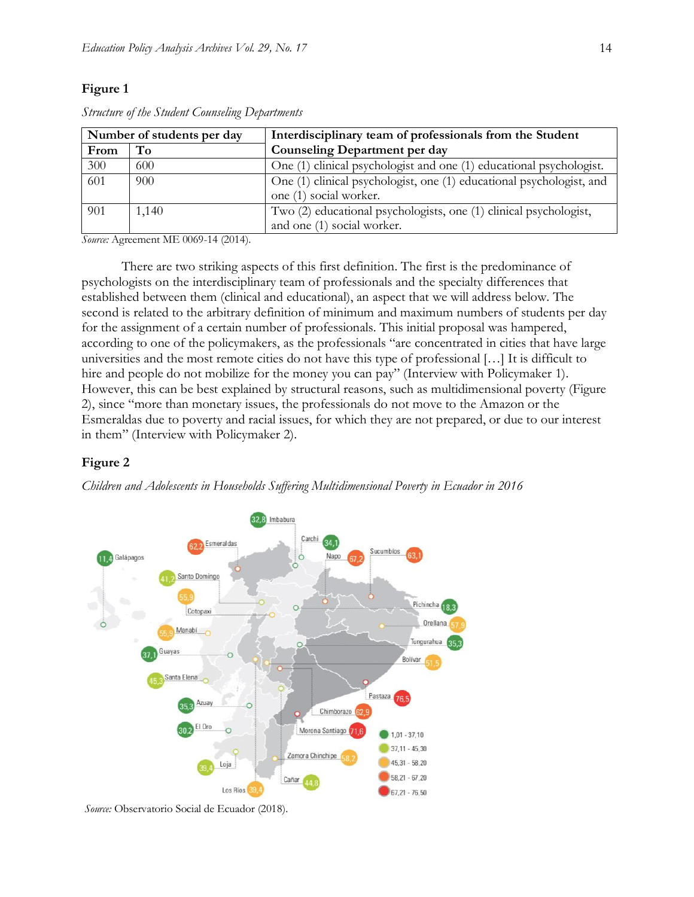**Figure 1**

*Structure of the Student Counseling Departments*

| Number of students per day | | Interdisciplinary team of professionals from the Student Counseling Department per day |
|---|---|---|
| From | To | |
| 300 | 600 | One (1) clinical psychologist and one (1) educational psychologist. |
| 601 | 900 | One (1) clinical psychologist, one (1) educational psychologist, and one (1) social worker. |
| 901 | 1,140 | Two (2) educational psychologists, one (1) clinical psychologist, and one (1) social worker. |

*Source:* Agreement ME 0069-14 (2014).

There are two striking aspects of this first definition. The first is the predominance of psychologists on the interdisciplinary team of professionals and the specialty differences that established between them (clinical and educational), an aspect that we will address below. The second is related to the arbitrary definition of minimum and maximum numbers of students per day for the assignment of a certain number of professionals. This initial proposal was hampered, according to one of the policymakers, as the professionals "are concentrated in cities that have large universities and the most remote cities do not have this type of professional […] It is difficult to hire and people do not mobilize for the money you can pay" (Interview with Policymaker 1). However, this can be best explained by structural reasons, such as multidimensional poverty (Figure 2), since "more than monetary issues, the professionals do not move to the Amazon or the Esmeraldas due to poverty and racial issues, for which they are not prepared, or due to our interest in them" (Interview with Policymaker 2).

**Figure 2**

*Children and Adolescents in Households Suffering Multidimensional Poverty in Ecuador in 2016*

*Source:* Observatorio Social de Ecuador (2018).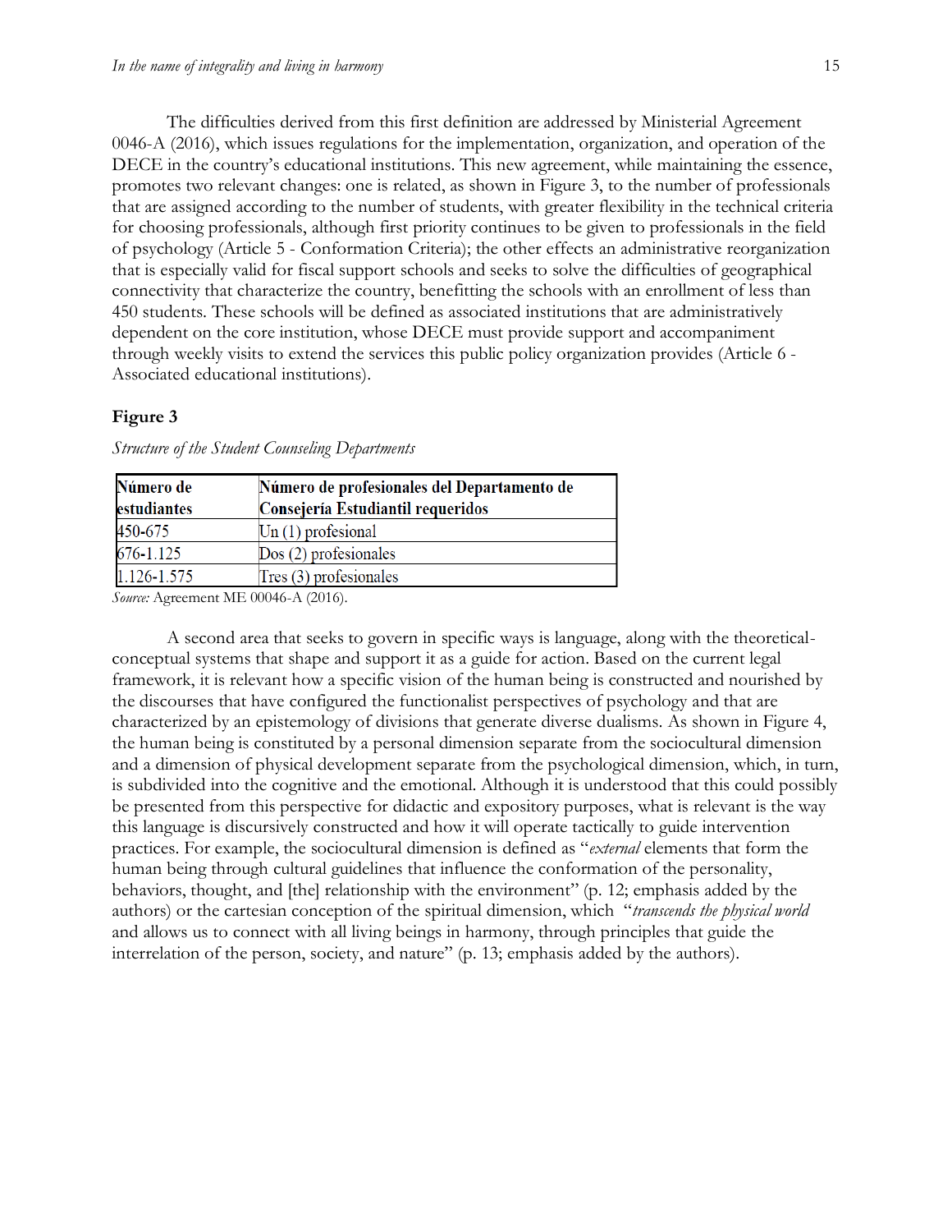The difficulties derived from this first definition are addressed by Ministerial Agreement 0046-A (2016), which issues regulations for the implementation, organization, and operation of the DECE in the country's educational institutions. This new agreement, while maintaining the essence, promotes two relevant changes: one is related, as shown in Figure 3, to the number of professionals that are assigned according to the number of students, with greater flexibility in the technical criteria for choosing professionals, although first priority continues to be given to professionals in the field of psychology (Article 5 - Conformation Criteria); the other effects an administrative reorganization that is especially valid for fiscal support schools and seeks to solve the difficulties of geographical connectivity that characterize the country, benefitting the schools with an enrollment of less than 450 students. These schools will be defined as associated institutions that are administratively dependent on the core institution, whose DECE must provide support and accompaniment through weekly visits to extend the services this public policy organization provides (Article 6 - Associated educational institutions).

**Figure 3**

*Structure of the Student Counseling Departments*

| **Número de estudiantes** | **Número de profesionales del Departamento de Consejería Estudiantil requeridos** |
|---|---|
| 450-675 | Un (1) profesional |
| 676-1.125 | Dos (2) profesionales |
| 1.126-1.575 | Tres (3) profesionales |

*Source:* Agreement ME 00046-A (2016).

A second area that seeks to govern in specific ways is language, along with the theoretical-conceptual systems that shape and support it as a guide for action. Based on the current legal framework, it is relevant how a specific vision of the human being is constructed and nourished by the discourses that have configured the functionalist perspectives of psychology and that are characterized by an epistemology of divisions that generate diverse dualisms. As shown in Figure 4, the human being is constituted by a personal dimension separate from the sociocultural dimension and a dimension of physical development separate from the psychological dimension, which, in turn, is subdivided into the cognitive and the emotional. Although it is understood that this could possibly be presented from this perspective for didactic and expository purposes, what is relevant is the way this language is discursively constructed and how it will operate tactically to guide intervention practices. For example, the sociocultural dimension is defined as "*external* elements that form the human being through cultural guidelines that influence the conformation of the personality, behaviors, thought, and [the] relationship with the environment" (p. 12; emphasis added by the authors) or the cartesian conception of the spiritual dimension, which "*transcends the physical world* and allows us to connect with all living beings in harmony, through principles that guide the interrelation of the person, society, and nature" (p. 13; emphasis added by the authors).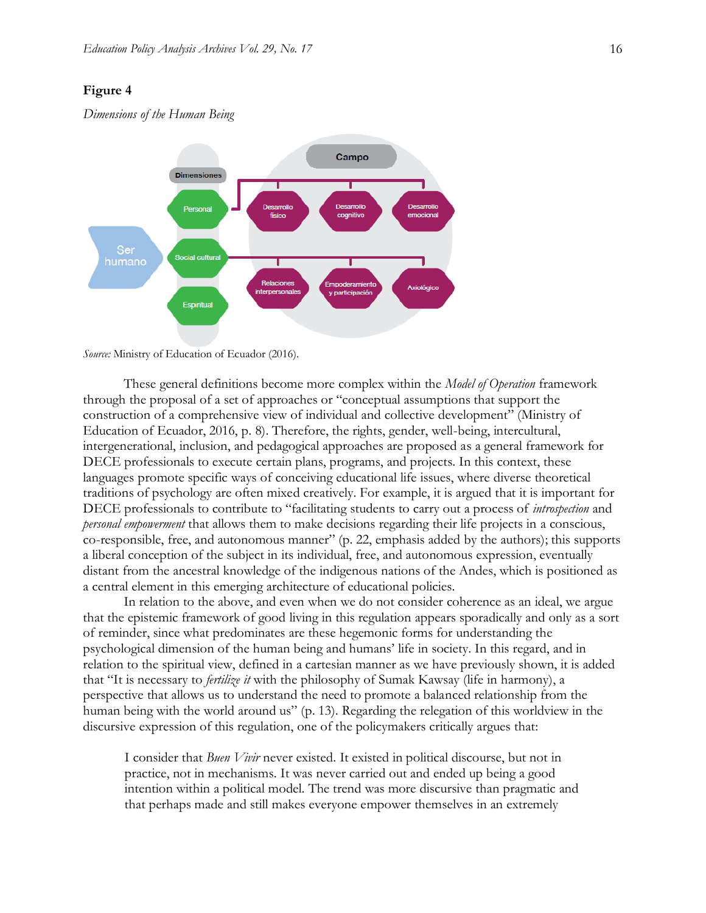**Figure 4**

*Dimensions of the Human Being*

Campo

Dimensiones

Ser humano

Personal

Social cultural

Espiritual

Desarrollo físico

Desarrollo cognitivo

Desarrollo emocional

Relaciones interpersonales

Empoderamiento y participación

Axiológico

*Source:* Ministry of Education of Ecuador (2016).

These general definitions become more complex within the *Model of Operation* framework through the proposal of a set of approaches or "conceptual assumptions that support the construction of a comprehensive view of individual and collective development" (Ministry of Education of Ecuador, 2016, p. 8). Therefore, the rights, gender, well-being, intercultural, intergenerational, inclusion, and pedagogical approaches are proposed as a general framework for DECE professionals to execute certain plans, programs, and projects. In this context, these languages promote specific ways of conceiving educational life issues, where diverse theoretical traditions of psychology are often mixed creatively. For example, it is argued that it is important for DECE professionals to contribute to "facilitating students to carry out a process of *introspection* and *personal empowerment* that allows them to make decisions regarding their life projects in a conscious, co-responsible, free, and autonomous manner" (p. 22, emphasis added by the authors); this supports a liberal conception of the subject in its individual, free, and autonomous expression, eventually distant from the ancestral knowledge of the indigenous nations of the Andes, which is positioned as a central element in this emerging architecture of educational policies.

In relation to the above, and even when we do not consider coherence as an ideal, we argue that the epistemic framework of good living in this regulation appears sporadically and only as a sort of reminder, since what predominates are these hegemonic forms for understanding the psychological dimension of the human being and humans' life in society. In this regard, and in relation to the spiritual view, defined in a cartesian manner as we have previously shown, it is added that "It is necessary to *fertilize it* with the philosophy of Sumak Kawsay (life in harmony), a perspective that allows us to understand the need to promote a balanced relationship from the human being with the world around us" (p. 13). Regarding the relegation of this worldview in the discursive expression of this regulation, one of the policymakers critically argues that:

> I consider that *Buen Vivir* never existed. It existed in political discourse, but not in practice, not in mechanisms. It was never carried out and ended up being a good intention within a political model. The trend was more discursive than pragmatic and that perhaps made and still makes everyone empower themselves in an extremely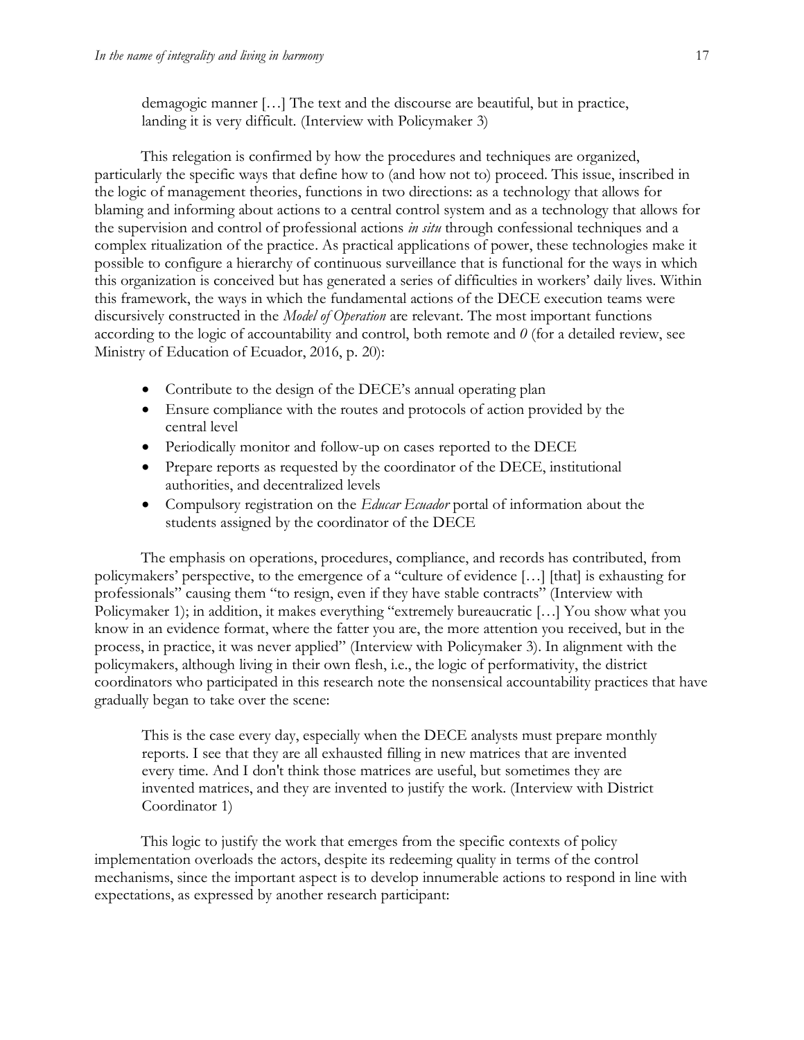> demagogic manner […] The text and the discourse are beautiful, but in practice, landing it is very difficult. (Interview with Policymaker 3)

This relegation is confirmed by how the procedures and techniques are organized, particularly the specific ways that define how to (and how not to) proceed. This issue, inscribed in the logic of management theories, functions in two directions: as a technology that allows for blaming and informing about actions to a central control system and as a technology that allows for the supervision and control of professional actions *in situ* through confessional techniques and a complex ritualization of the practice. As practical applications of power, these technologies make it possible to configure a hierarchy of continuous surveillance that is functional for the ways in which this organization is conceived but has generated a series of difficulties in workers' daily lives. Within this framework, the ways in which the fundamental actions of the DECE execution teams were discursively constructed in the *Model of Operation* are relevant. The most important functions according to the logic of accountability and control, both remote and *0* (for a detailed review, see Ministry of Education of Ecuador, 2016, p. 20):

- Contribute to the design of the DECE's annual operating plan
- Ensure compliance with the routes and protocols of action provided by the central level
- Periodically monitor and follow-up on cases reported to the DECE
- Prepare reports as requested by the coordinator of the DECE, institutional authorities, and decentralized levels
- Compulsory registration on the *Educar Ecuador* portal of information about the students assigned by the coordinator of the DECE

The emphasis on operations, procedures, compliance, and records has contributed, from policymakers' perspective, to the emergence of a "culture of evidence […] [that] is exhausting for professionals" causing them "to resign, even if they have stable contracts" (Interview with Policymaker 1); in addition, it makes everything "extremely bureaucratic […] You show what you know in an evidence format, where the fatter you are, the more attention you received, but in the process, in practice, it was never applied" (Interview with Policymaker 3). In alignment with the policymakers, although living in their own flesh, i.e., the logic of performativity, the district coordinators who participated in this research note the nonsensical accountability practices that have gradually began to take over the scene:

> This is the case every day, especially when the DECE analysts must prepare monthly reports. I see that they are all exhausted filling in new matrices that are invented every time. And I don't think those matrices are useful, but sometimes they are invented matrices, and they are invented to justify the work. (Interview with District Coordinator 1)

This logic to justify the work that emerges from the specific contexts of policy implementation overloads the actors, despite its redeeming quality in terms of the control mechanisms, since the important aspect is to develop innumerable actions to respond in line with expectations, as expressed by another research participant: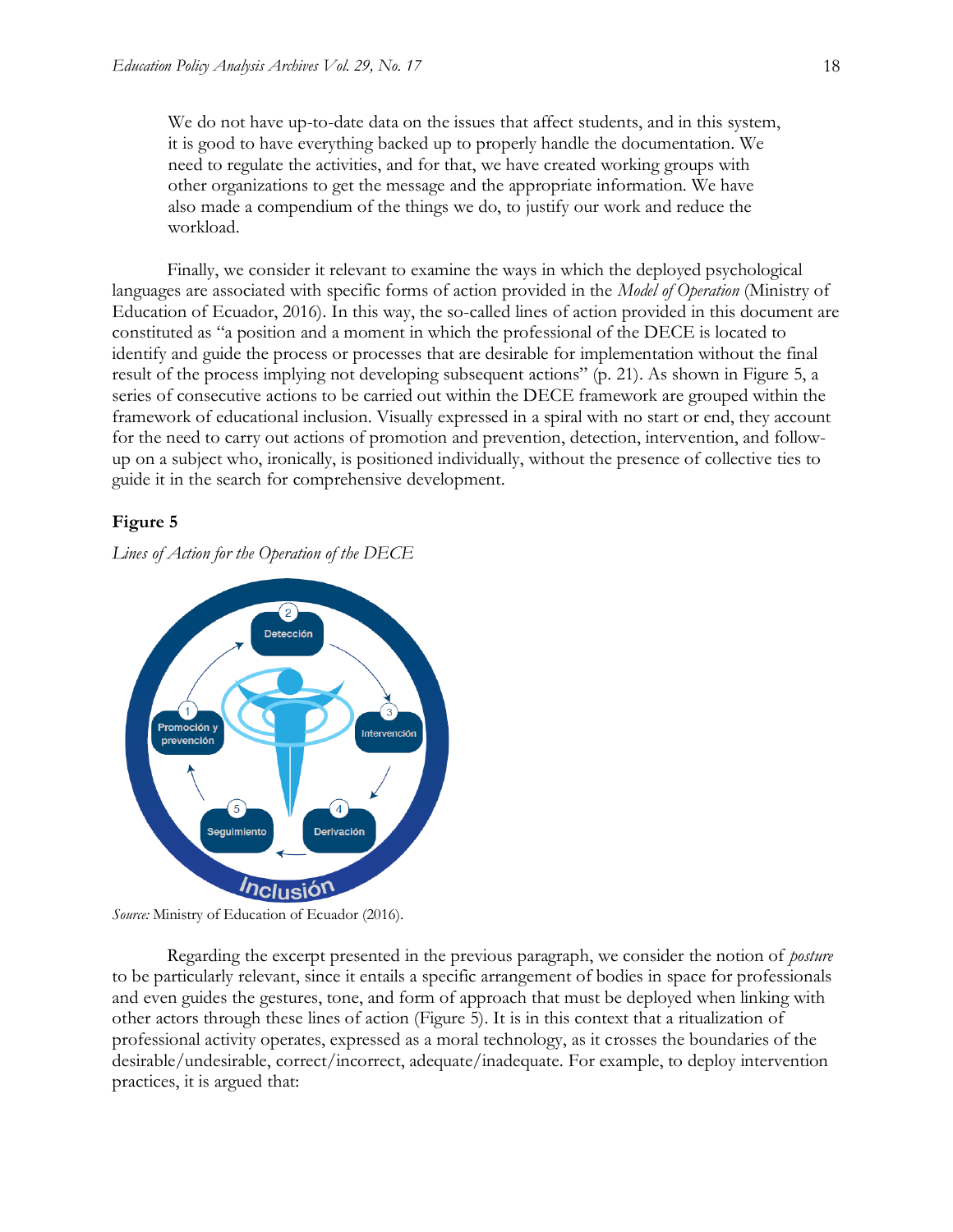> We do not have up-to-date data on the issues that affect students, and in this system, it is good to have everything backed up to properly handle the documentation. We need to regulate the activities, and for that, we have created working groups with other organizations to get the message and the appropriate information. We have also made a compendium of the things we do, to justify our work and reduce the workload.

Finally, we consider it relevant to examine the ways in which the deployed psychological languages are associated with specific forms of action provided in the *Model of Operation* (Ministry of Education of Ecuador, 2016). In this way, the so-called lines of action provided in this document are constituted as "a position and a moment in which the professional of the DECE is located to identify and guide the process or processes that are desirable for implementation without the final result of the process implying not developing subsequent actions" (p. 21). As shown in Figure 5, a series of consecutive actions to be carried out within the DECE framework are grouped within the framework of educational inclusion. Visually expressed in a spiral with no start or end, they account for the need to carry out actions of promotion and prevention, detection, intervention, and follow-up on a subject who, ironically, is positioned individually, without the presence of collective ties to guide it in the search for comprehensive development.

**Figure 5**

*Lines of Action for the Operation of the DECE*

*Source:* Ministry of Education of Ecuador (2016).

Regarding the excerpt presented in the previous paragraph, we consider the notion of *posture* to be particularly relevant, since it entails a specific arrangement of bodies in space for professionals and even guides the gestures, tone, and form of approach that must be deployed when linking with other actors through these lines of action (Figure 5). It is in this context that a ritualization of professional activity operates, expressed as a moral technology, as it crosses the boundaries of the desirable/undesirable, correct/incorrect, adequate/inadequate. For example, to deploy intervention practices, it is argued that: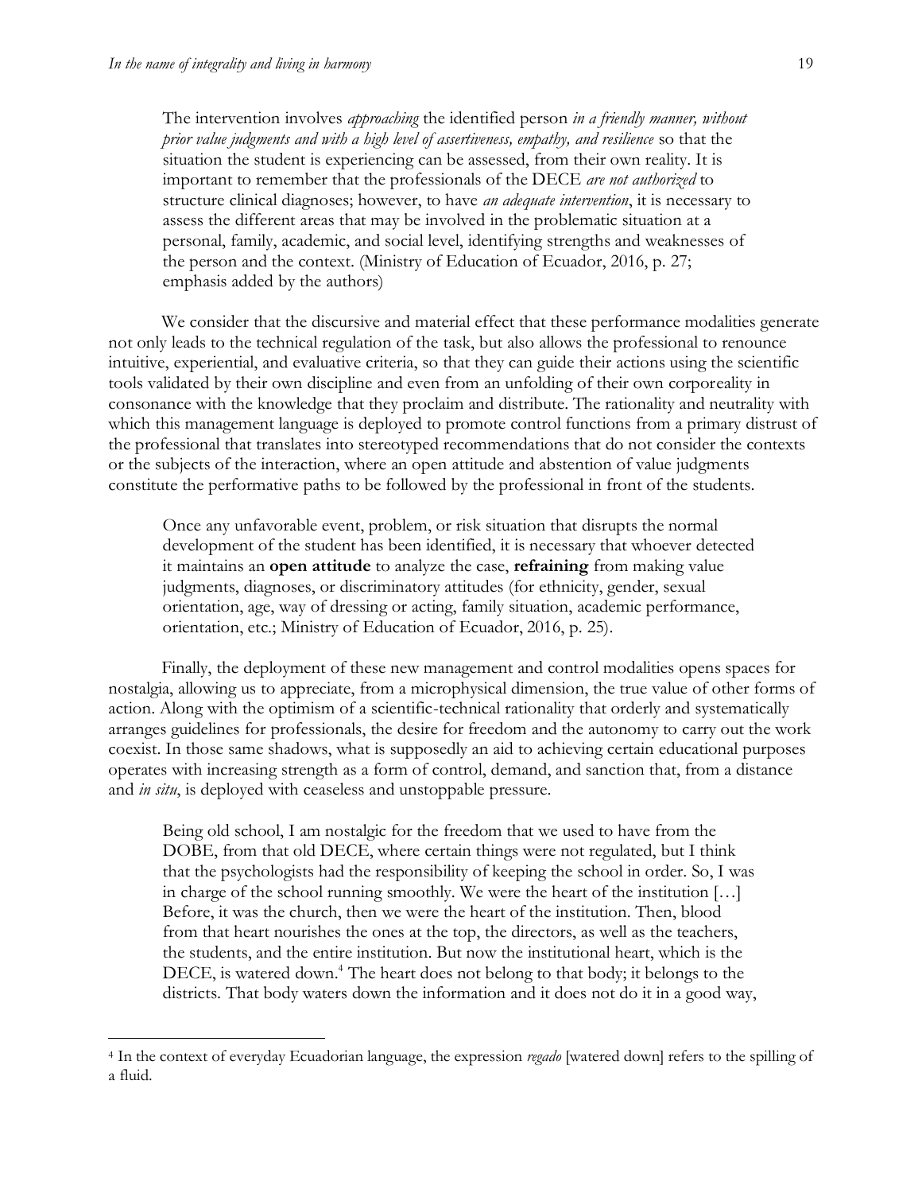> The intervention involves *approaching* the identified person *in a friendly manner, without prior value judgments and with a high level of assertiveness, empathy, and resilience* so that the situation the student is experiencing can be assessed, from their own reality. It is important to remember that the professionals of the DECE *are not authorized* to structure clinical diagnoses; however, to have *an adequate intervention*, it is necessary to assess the different areas that may be involved in the problematic situation at a personal, family, academic, and social level, identifying strengths and weaknesses of the person and the context. (Ministry of Education of Ecuador, 2016, p. 27; emphasis added by the authors)

We consider that the discursive and material effect that these performance modalities generate not only leads to the technical regulation of the task, but also allows the professional to renounce intuitive, experiential, and evaluative criteria, so that they can guide their actions using the scientific tools validated by their own discipline and even from an unfolding of their own corporeality in consonance with the knowledge that they proclaim and distribute. The rationality and neutrality with which this management language is deployed to promote control functions from a primary distrust of the professional that translates into stereotyped recommendations that do not consider the contexts or the subjects of the interaction, where an open attitude and abstention of value judgments constitute the performative paths to be followed by the professional in front of the students.

> Once any unfavorable event, problem, or risk situation that disrupts the normal development of the student has been identified, it is necessary that whoever detected it maintains an **open attitude** to analyze the case, **refraining** from making value judgments, diagnoses, or discriminatory attitudes (for ethnicity, gender, sexual orientation, age, way of dressing or acting, family situation, academic performance, orientation, etc.; Ministry of Education of Ecuador, 2016, p. 25).

Finally, the deployment of these new management and control modalities opens spaces for nostalgia, allowing us to appreciate, from a microphysical dimension, the true value of other forms of action. Along with the optimism of a scientific-technical rationality that orderly and systematically arranges guidelines for professionals, the desire for freedom and the autonomy to carry out the work coexist. In those same shadows, what is supposedly an aid to achieving certain educational purposes operates with increasing strength as a form of control, demand, and sanction that, from a distance and *in situ*, is deployed with ceaseless and unstoppable pressure.

> Being old school, I am nostalgic for the freedom that we used to have from the DOBE, from that old DECE, where certain things were not regulated, but I think that the psychologists had the responsibility of keeping the school in order. So, I was in charge of the school running smoothly. We were the heart of the institution […] Before, it was the church, then we were the heart of the institution. Then, blood from that heart nourishes the ones at the top, the directors, as well as the teachers, the students, and the entire institution. But now the institutional heart, which is the DECE, is watered down.[4] The heart does not belong to that body; it belongs to the districts. That body waters down the information and it does not do it in a good way,

[4] In the context of everyday Ecuadorian language, the expression *regado* [watered down] refers to the spilling of a fluid.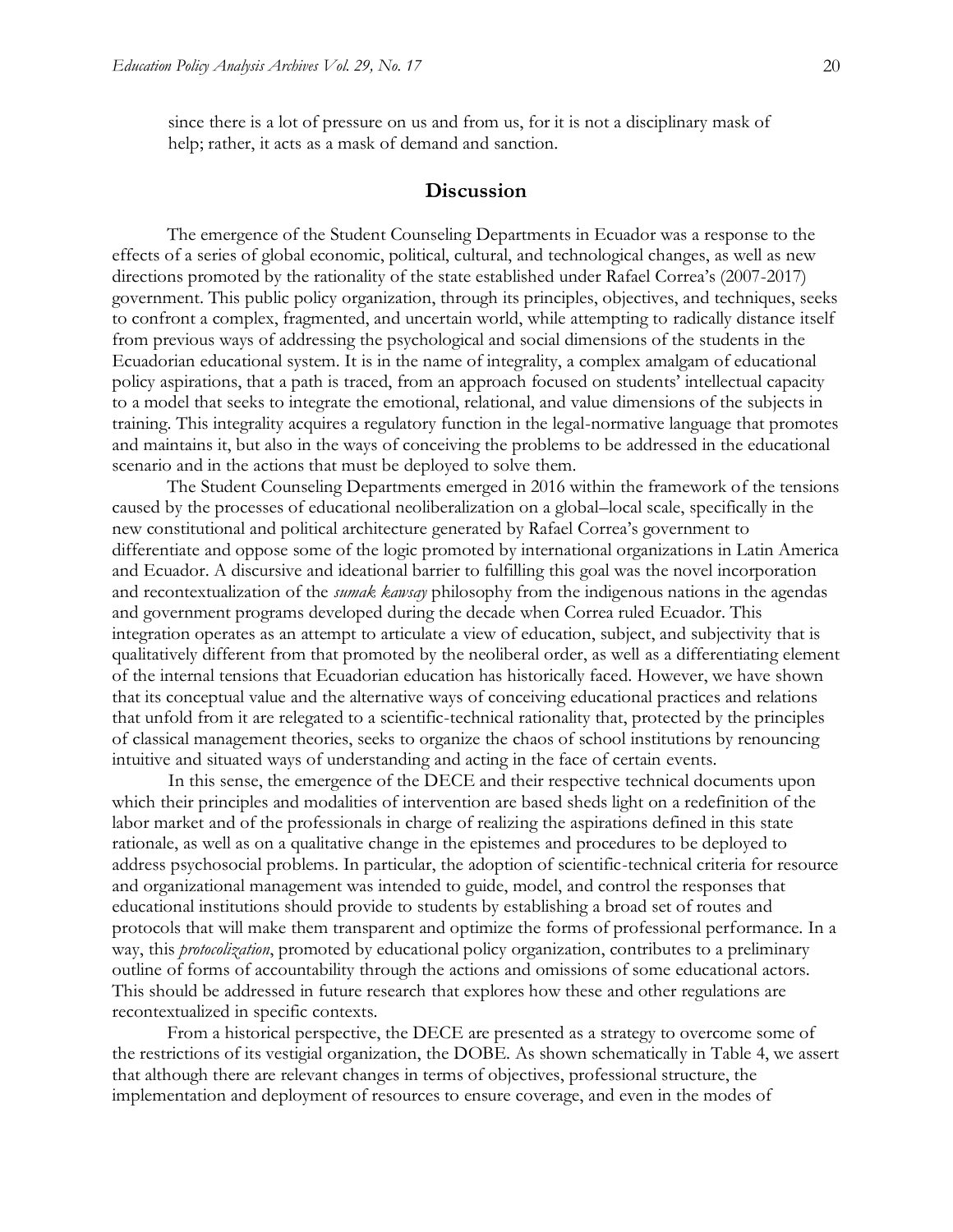since there is a lot of pressure on us and from us, for it is not a disciplinary mask of help; rather, it acts as a mask of demand and sanction.

## Discussion

The emergence of the Student Counseling Departments in Ecuador was a response to the effects of a series of global economic, political, cultural, and technological changes, as well as new directions promoted by the rationality of the state established under Rafael Correa's (2007-2017) government. This public policy organization, through its principles, objectives, and techniques, seeks to confront a complex, fragmented, and uncertain world, while attempting to radically distance itself from previous ways of addressing the psychological and social dimensions of the students in the Ecuadorian educational system. It is in the name of integrality, a complex amalgam of educational policy aspirations, that a path is traced, from an approach focused on students' intellectual capacity to a model that seeks to integrate the emotional, relational, and value dimensions of the subjects in training. This integrality acquires a regulatory function in the legal-normative language that promotes and maintains it, but also in the ways of conceiving the problems to be addressed in the educational scenario and in the actions that must be deployed to solve them.

The Student Counseling Departments emerged in 2016 within the framework of the tensions caused by the processes of educational neoliberalization on a global–local scale, specifically in the new constitutional and political architecture generated by Rafael Correa's government to differentiate and oppose some of the logic promoted by international organizations in Latin America and Ecuador. A discursive and ideational barrier to fulfilling this goal was the novel incorporation and recontextualization of the *sumak kawsay* philosophy from the indigenous nations in the agendas and government programs developed during the decade when Correa ruled Ecuador. This integration operates as an attempt to articulate a view of education, subject, and subjectivity that is qualitatively different from that promoted by the neoliberal order, as well as a differentiating element of the internal tensions that Ecuadorian education has historically faced. However, we have shown that its conceptual value and the alternative ways of conceiving educational practices and relations that unfold from it are relegated to a scientific-technical rationality that, protected by the principles of classical management theories, seeks to organize the chaos of school institutions by renouncing intuitive and situated ways of understanding and acting in the face of certain events.

In this sense, the emergence of the DECE and their respective technical documents upon which their principles and modalities of intervention are based sheds light on a redefinition of the labor market and of the professionals in charge of realizing the aspirations defined in this state rationale, as well as on a qualitative change in the epistemes and procedures to be deployed to address psychosocial problems. In particular, the adoption of scientific-technical criteria for resource and organizational management was intended to guide, model, and control the responses that educational institutions should provide to students by establishing a broad set of routes and protocols that will make them transparent and optimize the forms of professional performance. In a way, this *protocolization*, promoted by educational policy organization, contributes to a preliminary outline of forms of accountability through the actions and omissions of some educational actors. This should be addressed in future research that explores how these and other regulations are recontextualized in specific contexts.

From a historical perspective, the DECE are presented as a strategy to overcome some of the restrictions of its vestigial organization, the DOBE. As shown schematically in Table 4, we assert that although there are relevant changes in terms of objectives, professional structure, the implementation and deployment of resources to ensure coverage, and even in the modes of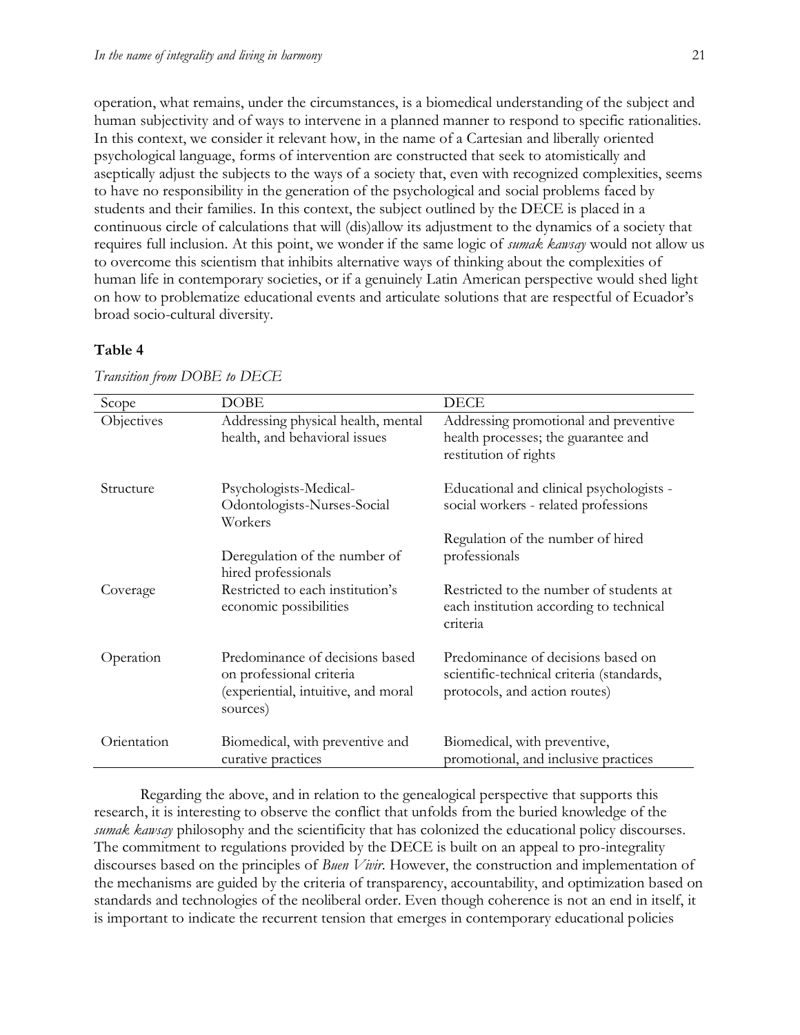operation, what remains, under the circumstances, is a biomedical understanding of the subject and human subjectivity and of ways to intervene in a planned manner to respond to specific rationalities. In this context, we consider it relevant how, in the name of a Cartesian and liberally oriented psychological language, forms of intervention are constructed that seek to atomistically and aseptically adjust the subjects to the ways of a society that, even with recognized complexities, seems to have no responsibility in the generation of the psychological and social problems faced by students and their families. In this context, the subject outlined by the DECE is placed in a continuous circle of calculations that will (dis)allow its adjustment to the dynamics of a society that requires full inclusion. At this point, we wonder if the same logic of *sumak kawsay* would not allow us to overcome this scientism that inhibits alternative ways of thinking about the complexities of human life in contemporary societies, or if a genuinely Latin American perspective would shed light on how to problematize educational events and articulate solutions that are respectful of Ecuador's broad socio-cultural diversity.

**Table 4**

*Transition from DOBE to DECE*

| Scope | DOBE | DECE |
|---|---|---|
| Objectives | Addressing physical health, mental health, and behavioral issues | Addressing promotional and preventive health processes; the guarantee and restitution of rights |
| Structure | Psychologists-Medical-Odontologists-Nurses-Social Workers<br><br>Deregulation of the number of hired professionals | Educational and clinical psychologists - social workers - related professions<br><br>Regulation of the number of hired professionals |
| Coverage | Restricted to each institution's economic possibilities | Restricted to the number of students at each institution according to technical criteria |
| Operation | Predominance of decisions based on professional criteria (experiential, intuitive, and moral sources) | Predominance of decisions based on scientific-technical criteria (standards, protocols, and action routes) |
| Orientation | Biomedical, with preventive and curative practices | Biomedical, with preventive, promotional, and inclusive practices |

Regarding the above, and in relation to the genealogical perspective that supports this research, it is interesting to observe the conflict that unfolds from the buried knowledge of the *sumak kawsay* philosophy and the scientificity that has colonized the educational policy discourses. The commitment to regulations provided by the DECE is built on an appeal to pro-integrality discourses based on the principles of *Buen Vivir*. However, the construction and implementation of the mechanisms are guided by the criteria of transparency, accountability, and optimization based on standards and technologies of the neoliberal order. Even though coherence is not an end in itself, it is important to indicate the recurrent tension that emerges in contemporary educational policies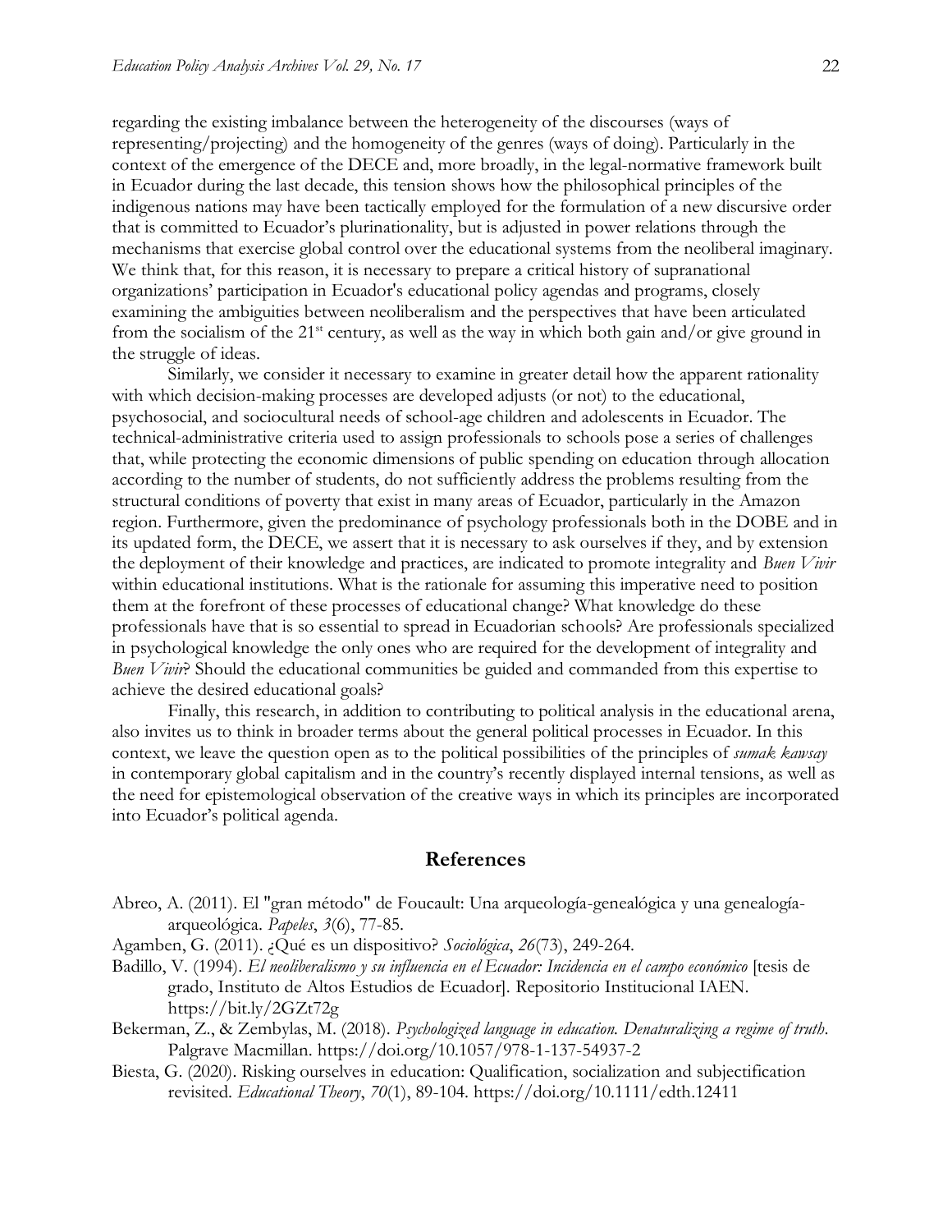regarding the existing imbalance between the heterogeneity of the discourses (ways of representing/projecting) and the homogeneity of the genres (ways of doing). Particularly in the context of the emergence of the DECE and, more broadly, in the legal-normative framework built in Ecuador during the last decade, this tension shows how the philosophical principles of the indigenous nations may have been tactically employed for the formulation of a new discursive order that is committed to Ecuador's plurinationality, but is adjusted in power relations through the mechanisms that exercise global control over the educational systems from the neoliberal imaginary. We think that, for this reason, it is necessary to prepare a critical history of supranational organizations' participation in Ecuador's educational policy agendas and programs, closely examining the ambiguities between neoliberalism and the perspectives that have been articulated from the socialism of the 21st century, as well as the way in which both gain and/or give ground in the struggle of ideas.

Similarly, we consider it necessary to examine in greater detail how the apparent rationality with which decision-making processes are developed adjusts (or not) to the educational, psychosocial, and sociocultural needs of school-age children and adolescents in Ecuador. The technical-administrative criteria used to assign professionals to schools pose a series of challenges that, while protecting the economic dimensions of public spending on education through allocation according to the number of students, do not sufficiently address the problems resulting from the structural conditions of poverty that exist in many areas of Ecuador, particularly in the Amazon region. Furthermore, given the predominance of psychology professionals both in the DOBE and in its updated form, the DECE, we assert that it is necessary to ask ourselves if they, and by extension the deployment of their knowledge and practices, are indicated to promote integrality and *Buen Vivir* within educational institutions. What is the rationale for assuming this imperative need to position them at the forefront of these processes of educational change? What knowledge do these professionals have that is so essential to spread in Ecuadorian schools? Are professionals specialized in psychological knowledge the only ones who are required for the development of integrality and *Buen Vivir*? Should the educational communities be guided and commanded from this expertise to achieve the desired educational goals?

Finally, this research, in addition to contributing to political analysis in the educational arena, also invites us to think in broader terms about the general political processes in Ecuador. In this context, we leave the question open as to the political possibilities of the principles of *sumak kawsay* in contemporary global capitalism and in the country's recently displayed internal tensions, as well as the need for epistemological observation of the creative ways in which its principles are incorporated into Ecuador's political agenda.

## References

Abreo, A. (2011). El "gran método" de Foucault: Una arqueología-genealógica y una genealogía-arqueológica. *Papeles*, *3*(6), 77-85.

Agamben, G. (2011). ¿Qué es un dispositivo? *Sociológica*, *26*(73), 249-264.

Badillo, V. (1994). *El neoliberalismo y su influencia en el Ecuador: Incidencia en el campo económico* [tesis de grado, Instituto de Altos Estudios de Ecuador]. Repositorio Institucional IAEN. https://bit.ly/2GZt72g

Bekerman, Z., & Zembylas, M. (2018). *Psychologized language in education. Denaturalizing a regime of truth*. Palgrave Macmillan. https://doi.org/10.1057/978-1-137-54937-2

Biesta, G. (2020). Risking ourselves in education: Qualification, socialization and subjectification revisited. *Educational Theory*, *70*(1), 89-104. https://doi.org/10.1111/edth.12411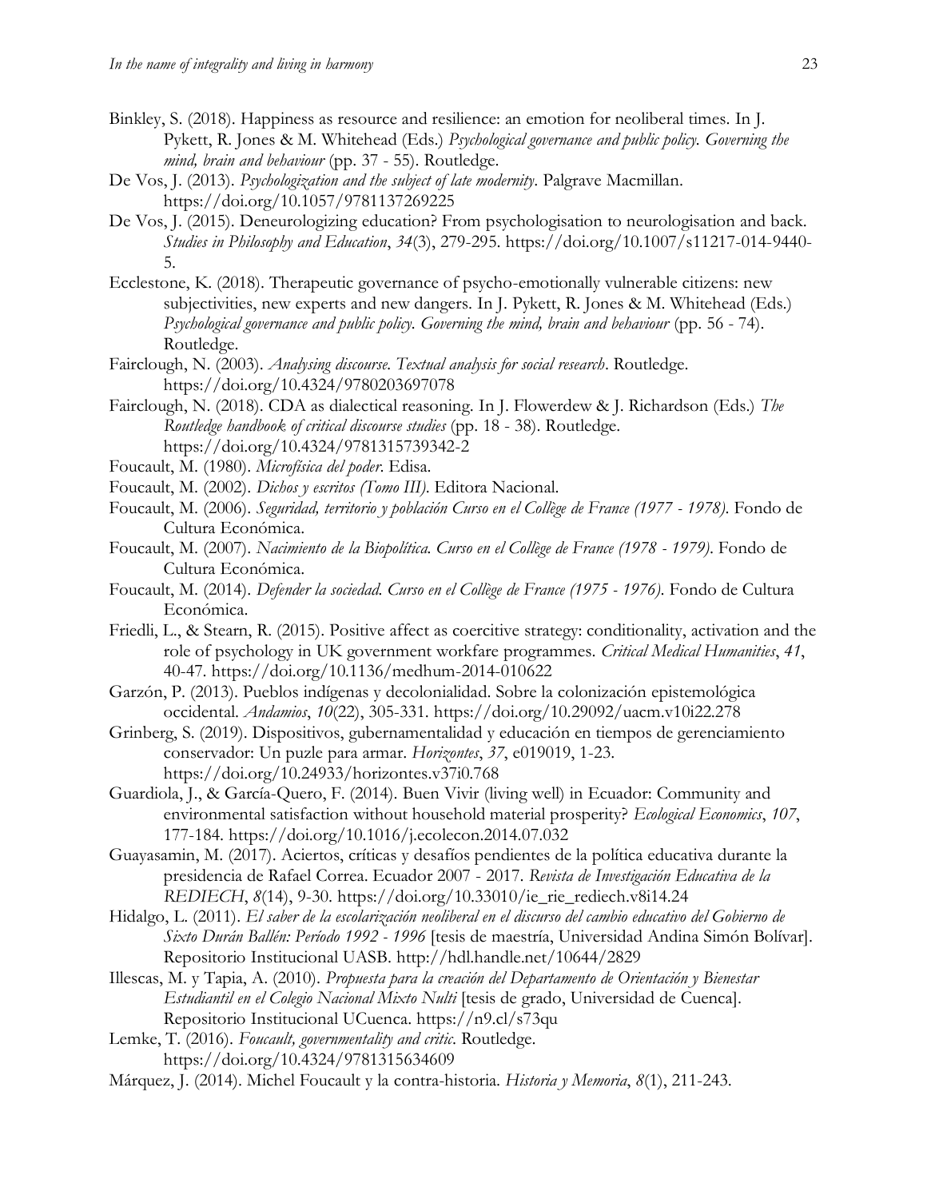Binkley, S. (2018). Happiness as resource and resilience: an emotion for neoliberal times. In J. Pykett, R. Jones & M. Whitehead (Eds.) *Psychological governance and public policy. Governing the mind, brain and behaviour* (pp. 37 - 55). Routledge.

De Vos, J. (2013). *Psychologization and the subject of late modernity*. Palgrave Macmillan. https://doi.org/10.1057/9781137269225

De Vos, J. (2015). Deneurologizing education? From psychologisation to neurologisation and back. *Studies in Philosophy and Education*, *34*(3), 279-295. https://doi.org/10.1007/s11217-014-9440-5.

Ecclestone, K. (2018). Therapeutic governance of psycho-emotionally vulnerable citizens: new subjectivities, new experts and new dangers. In J. Pykett, R. Jones & M. Whitehead (Eds.) *Psychological governance and public policy. Governing the mind, brain and behaviour* (pp. 56 - 74). Routledge.

Fairclough, N. (2003). *Analysing discourse. Textual analysis for social research*. Routledge. https://doi.org/10.4324/9780203697078

Fairclough, N. (2018). CDA as dialectical reasoning. In J. Flowerdew & J. Richardson (Eds.) *The Routledge handbook of critical discourse studies* (pp. 18 - 38). Routledge. https://doi.org/10.4324/9781315739342-2

Foucault, M. (1980). *Microfísica del poder*. Edisa.

Foucault, M. (2002). *Dichos y escritos (Tomo III)*. Editora Nacional.

Foucault, M. (2006). *Seguridad, territorio y población Curso en el Collège de France (1977 - 1978)*. Fondo de Cultura Económica.

Foucault, M. (2007). *Nacimiento de la Biopolítica. Curso en el Collège de France (1978 - 1979)*. Fondo de Cultura Económica.

Foucault, M. (2014). *Defender la sociedad. Curso en el Collège de France (1975 - 1976)*. Fondo de Cultura Económica.

Friedli, L., & Stearn, R. (2015). Positive affect as coercitive strategy: conditionality, activation and the role of psychology in UK government workfare programmes. *Critical Medical Humanities*, *41*, 40-47. https://doi.org/10.1136/medhum-2014-010622

Garzón, P. (2013). Pueblos indígenas y decolonialidad. Sobre la colonización epistemológica occidental. *Andamios*, *10*(22), 305-331. https://doi.org/10.29092/uacm.v10i22.278

Grinberg, S. (2019). Dispositivos, gubernamentalidad y educación en tiempos de gerenciamiento conservador: Un puzle para armar. *Horizontes*, *37*, e019019, 1-23. https://doi.org/10.24933/horizontes.v37i0.768

Guardiola, J., & García-Quero, F. (2014). Buen Vivir (living well) in Ecuador: Community and environmental satisfaction without household material prosperity? *Ecological Economics*, *107*, 177-184. https://doi.org/10.1016/j.ecolecon.2014.07.032

Guayasamin, M. (2017). Aciertos, críticas y desafíos pendientes de la política educativa durante la presidencia de Rafael Correa. Ecuador 2007 - 2017. *Revista de Investigación Educativa de la REDIECH*, *8*(14), 9-30. https://doi.org/10.33010/ie_rie_rediech.v8i14.24

Hidalgo, L. (2011). *El saber de la escolarización neoliberal en el discurso del cambio educativo del Gobierno de Sixto Durán Ballén: Período 1992 - 1996* [tesis de maestría, Universidad Andina Simón Bolívar]. Repositorio Institucional UASB. http://hdl.handle.net/10644/2829

Illescas, M. y Tapia, A. (2010). *Propuesta para la creación del Departamento de Orientación y Bienestar Estudiantil en el Colegio Nacional Mixto Nulti* [tesis de grado, Universidad de Cuenca]. Repositorio Institucional UCuenca. https://n9.cl/s73qu

Lemke, T. (2016). *Foucault, governmentality and critic*. Routledge. https://doi.org/10.4324/9781315634609

Márquez, J. (2014). Michel Foucault y la contra-historia. *Historia y Memoria*, *8*(1), 211-243.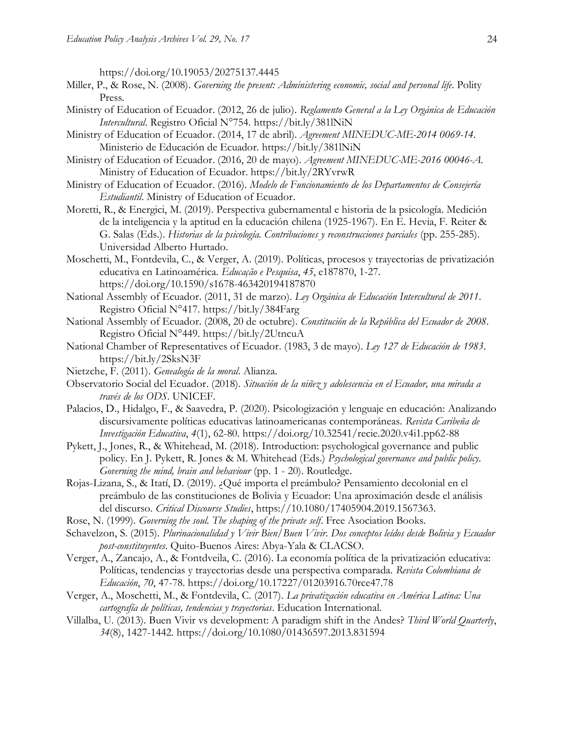https://doi.org/10.19053/20275137.4445

Miller, P., & Rose, N. (2008). *Governing the present: Administering economic, social and personal life*. Polity Press.

Ministry of Education of Ecuador. (2012, 26 de julio). *Reglamento General a la Ley Orgánica de Educación Intercultural*. Registro Oficial N°754. https://bit.ly/381lNiN

Ministry of Education of Ecuador. (2014, 17 de abril). *Agreement MINEDUC-ME-2014 0069-14*. Ministerio de Educación de Ecuador. https://bit.ly/381lNiN

Ministry of Education of Ecuador. (2016, 20 de mayo). *Agreement MINEDUC-ME-2016 00046-A*. Ministry of Education of Ecuador. https://bit.ly/2RYvrwR

Ministry of Education of Ecuador. (2016). *Modelo de Funcionamiento de los Departamentos de Consejería Estudiantil*. Ministry of Education of Ecuador.

Moretti, R., & Energici, M. (2019). Perspectiva gubernamental e historia de la psicología. Medición de la inteligencia y la aptitud en la educación chilena (1925-1967). En E. Hevia, F. Reiter & G. Salas (Eds.). *Historias de la psicología. Contribuciones y reconstrucciones parciales* (pp. 255-285). Universidad Alberto Hurtado.

Moschetti, M., Fontdevila, C., & Verger, A. (2019). Políticas, procesos y trayectorias de privatización educativa en Latinoamérica. *Educação e Pesquisa*, *45*, e187870, 1-27. https://doi.org/10.1590/s1678-463420194187870

National Assembly of Ecuador. (2011, 31 de marzo). *Ley Orgánica de Educación Intercultural de 2011*. Registro Oficial N°417. https://bit.ly/384Farg

National Assembly of Ecuador. (2008, 20 de octubre). *Constitución de la República del Ecuador de 2008*. Registro Oficial N°449. https://bit.ly/2UtncuA

National Chamber of Representatives of Ecuador. (1983, 3 de mayo). *Ley 127 de Educación de 1983*. https://bit.ly/2SksN3F

Nietzche, F. (2011). *Genealogía de la moral*. Alianza.

Observatorio Social del Ecuador. (2018). *Situación de la niñez y adolescencia en el Ecuador, una mirada a través de los ODS*. UNICEF.

Palacios, D., Hidalgo, F., & Saavedra, P. (2020). Psicologización y lenguaje en educación: Analizando discursivamente políticas educativas latinoamericanas contemporáneas. *Revista Caribeña de Investigación Educativa*, *4*(1), 62-80. https://doi.org/10.32541/recie.2020.v4i1.pp62-88

Pykett, J., Jones, R., & Whitehead, M. (2018). Introduction: psychological governance and public policy. En J. Pykett, R. Jones & M. Whitehead (Eds.) *Psychological governance and public policy. Governing the mind, brain and behaviour* (pp. 1 - 20). Routledge.

Rojas-Lizana, S., & Itatí, D. (2019). ¿Qué importa el preámbulo? Pensamiento decolonial en el preámbulo de las constituciones de Bolivia y Ecuador: Una aproximación desde el análisis del discurso. *Critical Discourse Studies*, https://10.1080/17405904.2019.1567363.

Rose, N. (1999). *Governing the soul. The shaping of the private self*. Free Asociation Books.

Schavelzon, S. (2015). *Plurinacionalidad y Vivir Bien/Buen Vivir. Dos conceptos leídos desde Bolivia y Ecuador post-constituyentes*. Quito-Buenos Aires: Abya-Yala & CLACSO.

Verger, A., Zancajo, A., & Fontdveila, C. (2016). La economía política de la privatización educativa: Políticas, tendencias y trayectorias desde una perspectiva comparada. *Revista Colombiana de Educación*, *70*, 47-78. https://doi.org/10.17227/01203916.70rce47.78

Verger, A., Moschetti, M., & Fontdevila, C. (2017). *La privatización educativa en América Latina: Una cartografía de políticas, tendencias y trayectorias*. Education International.

Villalba, U. (2013). Buen Vivir vs development: A paradigm shift in the Andes? *Third World Quarterly*, *34*(8), 1427-1442. https://doi.org/10.1080/01436597.2013.831594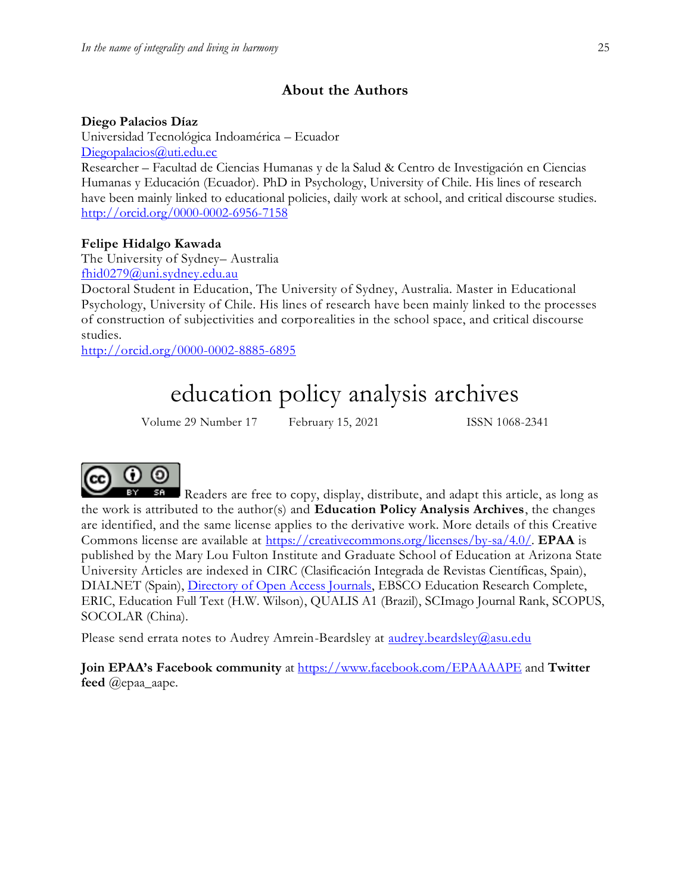## About the Authors

**Diego Palacios Díaz**
Universidad Tecnológica Indoamérica – Ecuador
Diegopalacios@uti.edu.ec
Researcher – Facultad de Ciencias Humanas y de la Salud & Centro de Investigación en Ciencias Humanas y Educación (Ecuador). PhD in Psychology, University of Chile. His lines of research have been mainly linked to educational policies, daily work at school, and critical discourse studies.
http://orcid.org/0000-0002-6956-7158

**Felipe Hidalgo Kawada**
The University of Sydney– Australia
fhid0279@uni.sydney.edu.au
Doctoral Student in Education, The University of Sydney, Australia. Master in Educational Psychology, University of Chile. His lines of research have been mainly linked to the processes of construction of subjectivities and corporealities in the school space, and critical discourse studies.
http://orcid.org/0000-0002-8885-6895

# education policy analysis archives

Volume 29 Number 17 February 15, 2021 ISSN 1068-2341

Readers are free to copy, display, distribute, and adapt this article, as long as the work is attributed to the author(s) and **Education Policy Analysis Archives**, the changes are identified, and the same license applies to the derivative work. More details of this Creative Commons license are available at https://creativecommons.org/licenses/by-sa/4.0/. **EPAA** is published by the Mary Lou Fulton Institute and Graduate School of Education at Arizona State University Articles are indexed in CIRC (Clasificación Integrada de Revistas Científicas, Spain), DIALNET (Spain), Directory of Open Access Journals, EBSCO Education Research Complete, ERIC, Education Full Text (H.W. Wilson), QUALIS A1 (Brazil), SCImago Journal Rank, SCOPUS, SOCOLAR (China).

Please send errata notes to Audrey Amrein-Beardsley at audrey.beardsley@asu.edu

**Join EPAA's Facebook community** at https://www.facebook.com/EPAAAAPE and **Twitter feed** @epaa_aape.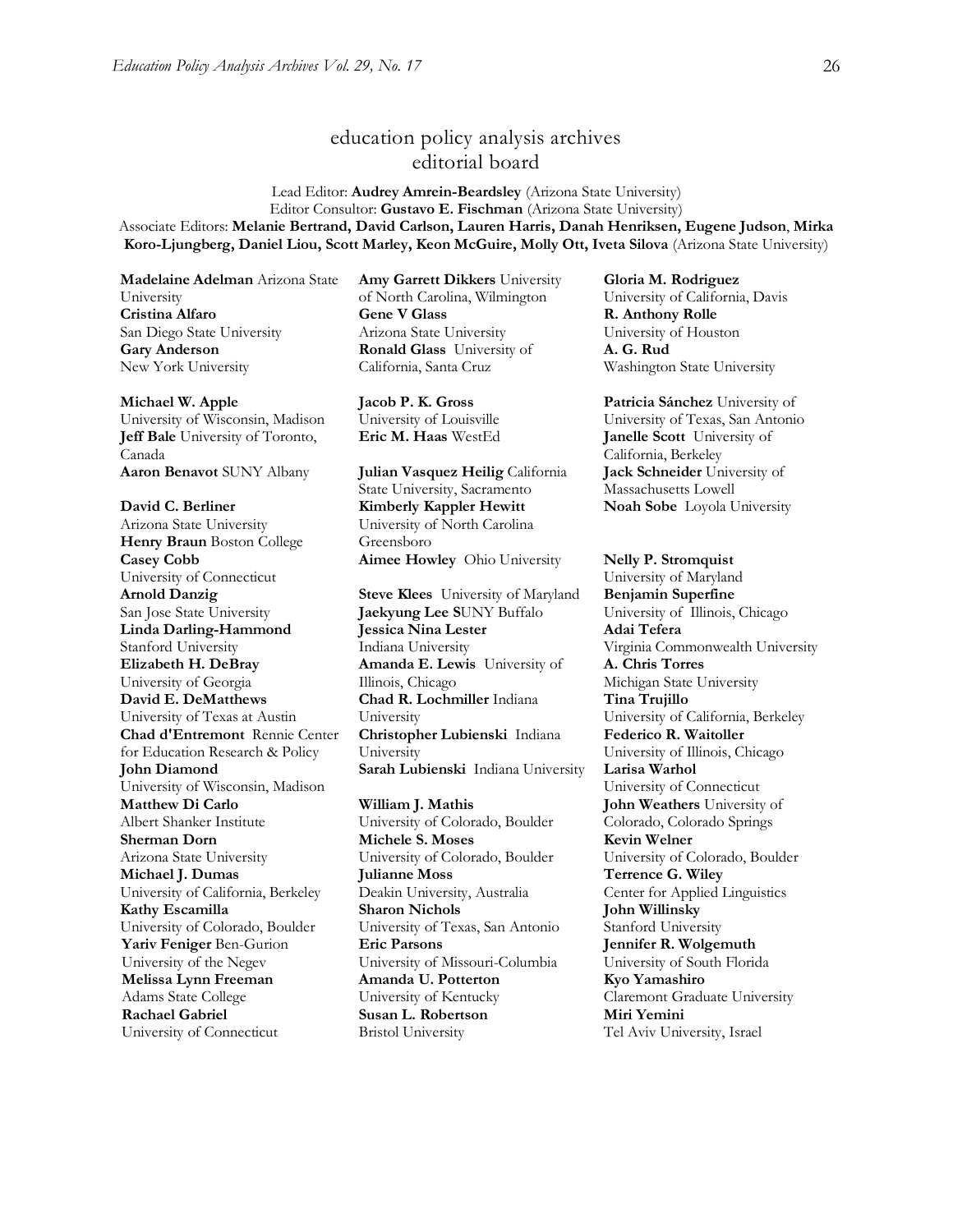# education policy analysis archives
## editorial board

Lead Editor: **Audrey Amrein-Beardsley** (Arizona State University)
Editor Consultor: **Gustavo E. Fischman** (Arizona State University)
Associate Editors: **Melanie Bertrand, David Carlson, Lauren Harris, Danah Henriksen, Eugene Judson**, **Mirka Koro-Ljungberg, Daniel Liou, Scott Marley, Keon McGuire, Molly Ott, Iveta Silova** (Arizona State University)

**Madelaine Adelman** Arizona State University
**Cristina Alfaro** San Diego State University
**Gary Anderson** New York University

**Michael W. Apple** University of Wisconsin, Madison
**Jeff Bale** University of Toronto, Canada
**Aaron Benavot** SUNY Albany

**David C. Berliner** Arizona State University
**Henry Braun** Boston College
**Casey Cobb** University of Connecticut
**Arnold Danzig** San Jose State University
**Linda Darling-Hammond** Stanford University
**Elizabeth H. DeBray** University of Georgia
**David E. DeMatthews** University of Texas at Austin
**Chad d'Entremont** Rennie Center for Education Research & Policy
**John Diamond** University of Wisconsin, Madison
**Matthew Di Carlo** Albert Shanker Institute
**Sherman Dorn** Arizona State University
**Michael J. Dumas** University of California, Berkeley
**Kathy Escamilla** University of Colorado, Boulder
**Yariv Feniger** Ben-Gurion University of the Negev
**Melissa Lynn Freeman** Adams State College
**Rachael Gabriel** University of Connecticut

**Amy Garrett Dikkers** University of North Carolina, Wilmington
**Gene V Glass** Arizona State University
**Ronald Glass** University of California, Santa Cruz

**Jacob P. K. Gross** University of Louisville
**Eric M. Haas** WestEd

**Julian Vasquez Heilig** California State University, Sacramento
**Kimberly Kappler Hewitt** University of North Carolina Greensboro
**Aimee Howley** Ohio University

**Steve Klees** University of Maryland
**Jaekyung Lee** SUNY Buffalo
**Jessica Nina Lester** Indiana University
**Amanda E. Lewis** University of Illinois, Chicago
**Chad R. Lochmiller** Indiana University
**Christopher Lubienski** Indiana University
**Sarah Lubienski** Indiana University

**William J. Mathis** University of Colorado, Boulder
**Michele S. Moses** University of Colorado, Boulder
**Julianne Moss** Deakin University, Australia
**Sharon Nichols** University of Texas, San Antonio
**Eric Parsons** University of Missouri-Columbia
**Amanda U. Potterton** University of Kentucky
**Susan L. Robertson** Bristol University

**Gloria M. Rodriguez** University of California, Davis
**R. Anthony Rolle** University of Houston
**A. G. Rud** Washington State University

**Patricia Sánchez** University of University of Texas, San Antonio
**Janelle Scott** University of California, Berkeley
**Jack Schneider** University of Massachusetts Lowell
**Noah Sobe** Loyola University

**Nelly P. Stromquist** University of Maryland
**Benjamin Superfine** University of Illinois, Chicago
**Adai Tefera** Virginia Commonwealth University
**A. Chris Torres** Michigan State University
**Tina Trujillo** University of California, Berkeley
**Federico R. Waitoller** University of Illinois, Chicago
**Larisa Warhol** University of Connecticut
**John Weathers** University of Colorado, Colorado Springs
**Kevin Welner** University of Colorado, Boulder
**Terrence G. Wiley** Center for Applied Linguistics
**John Willinsky** Stanford University
**Jennifer R. Wolgemuth** University of South Florida
**Kyo Yamashiro** Claremont Graduate University
**Miri Yemini** Tel Aviv University, Israel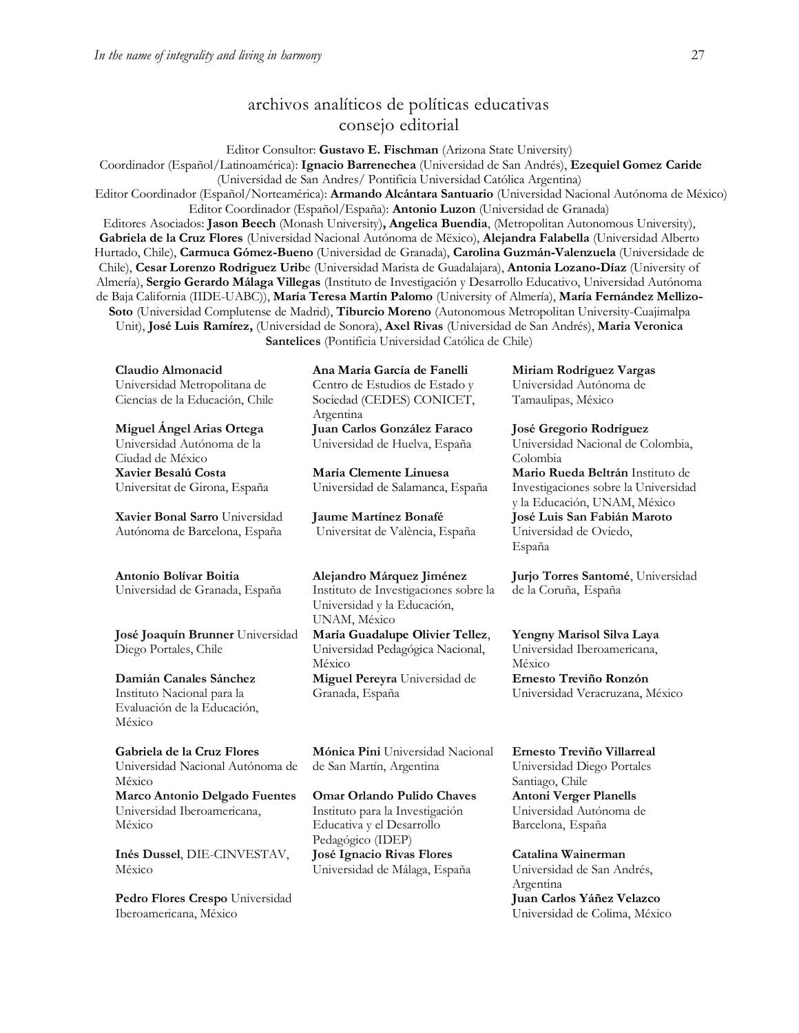# archivos analíticos de políticas educativas consejo editorial

Editor Consultor: **Gustavo E. Fischman** (Arizona State University)
Coordinador (Español/Latinoamérica): **Ignacio Barrenechea** (Universidad de San Andrés), **Ezequiel Gomez Caride** (Universidad de San Andres/ Pontificia Universidad Católica Argentina)
Editor Coordinador (Español/Norteamérica): **Armando Alcántara Santuario** (Universidad Nacional Autónoma de México)
Editor Coordinador (Español/España): **Antonio Luzon** (Universidad de Granada)
Editores Asociados: **Jason Beech** (Monash University)**, Angelica Buendia**, (Metropolitan Autonomous University), **Gabriela de la Cruz Flores** (Universidad Nacional Autónoma de Mëxico), **Alejandra Falabella** (Universidad Alberto Hurtado, Chile), **Carmuca Gómez-Bueno** (Universidad de Granada), **Carolina Guzmán-Valenzuela** (Universidade de Chile), **Cesar Lorenzo Rodriguez Urib**e (Universidad Marista de Guadalajara), **Antonia Lozano-Díaz** (University of Almería), **Sergio Gerardo Málaga Villegas** (Instituto de Investigación y Desarrollo Educativo, Universidad Autónoma de Baja California (IIDE-UABC)), **María Teresa Martín Palomo** (University of Almería), **María Fernández Mellizo-Soto** (Universidad Complutense de Madrid), **Tiburcio Moreno** (Autonomous Metropolitan University-Cuajimalpa Unit), **José Luis Ramírez,** (Universidad de Sonora), **Axel Rivas** (Universidad de San Andrés), **Maria Veronica Santelices** (Pontificia Universidad Católica de Chile)

**Claudio Almonacid**
Universidad Metropolitana de Ciencias de la Educación, Chile

**Miguel Ángel Arias Ortega**
Universidad Autónoma de la Ciudad de México

**Xavier Besalú Costa**
Universitat de Girona, España

**Xavier Bonal Sarro** Universidad Autónoma de Barcelona, España

**Antonio Bolívar Boitia**
Universidad de Granada, España

**José Joaquín Brunner** Universidad Diego Portales, Chile

**Damián Canales Sánchez**
Instituto Nacional para la Evaluación de la Educación, México

**Gabriela de la Cruz Flores**
Universidad Nacional Autónoma de México

**Marco Antonio Delgado Fuentes**
Universidad Iberoamericana, México

**Inés Dussel**, DIE-CINVESTAV, México

**Pedro Flores Crespo** Universidad Iberoamericana, México

**Ana María García de Fanelli**
Centro de Estudios de Estado y Sociedad (CEDES) CONICET, Argentina

**Juan Carlos González Faraco**
Universidad de Huelva, España

**María Clemente Linuesa**
Universidad de Salamanca, España

**Jaume Martínez Bonafé**
Universitat de València, España

**Alejandro Márquez Jiménez**
Instituto de Investigaciones sobre la Universidad y la Educación, UNAM, México

**María Guadalupe Olivier Tellez**, Universidad Pedagógica Nacional, México

**Miguel Pereyra** Universidad de Granada, España

**Mónica Pini** Universidad Nacional de San Martín, Argentina

**Omar Orlando Pulido Chaves**
Instituto para la Investigación Educativa y el Desarrollo Pedagógico (IDEP)

**José Ignacio Rivas Flores**
Universidad de Málaga, España

**Miriam Rodríguez Vargas**
Universidad Autónoma de Tamaulipas, México

**José Gregorio Rodríguez**
Universidad Nacional de Colombia, Colombia

**Mario Rueda Beltrán** Instituto de Investigaciones sobre la Universidad y la Educación, UNAM, México

**José Luis San Fabián Maroto**
Universidad de Oviedo, España

**Jurjo Torres Santomé**, Universidad de la Coruña, España

**Yengny Marisol Silva Laya**
Universidad Iberoamericana, México

**Ernesto Treviño Ronzón**
Universidad Veracruzana, México

**Ernesto Treviño Villarreal**
Universidad Diego Portales Santiago, Chile

**Antoni Verger Planells**
Universidad Autónoma de Barcelona, España

**Catalina Wainerman**
Universidad de San Andrés, Argentina

**Juan Carlos Yáñez Velazco**
Universidad de Colima, México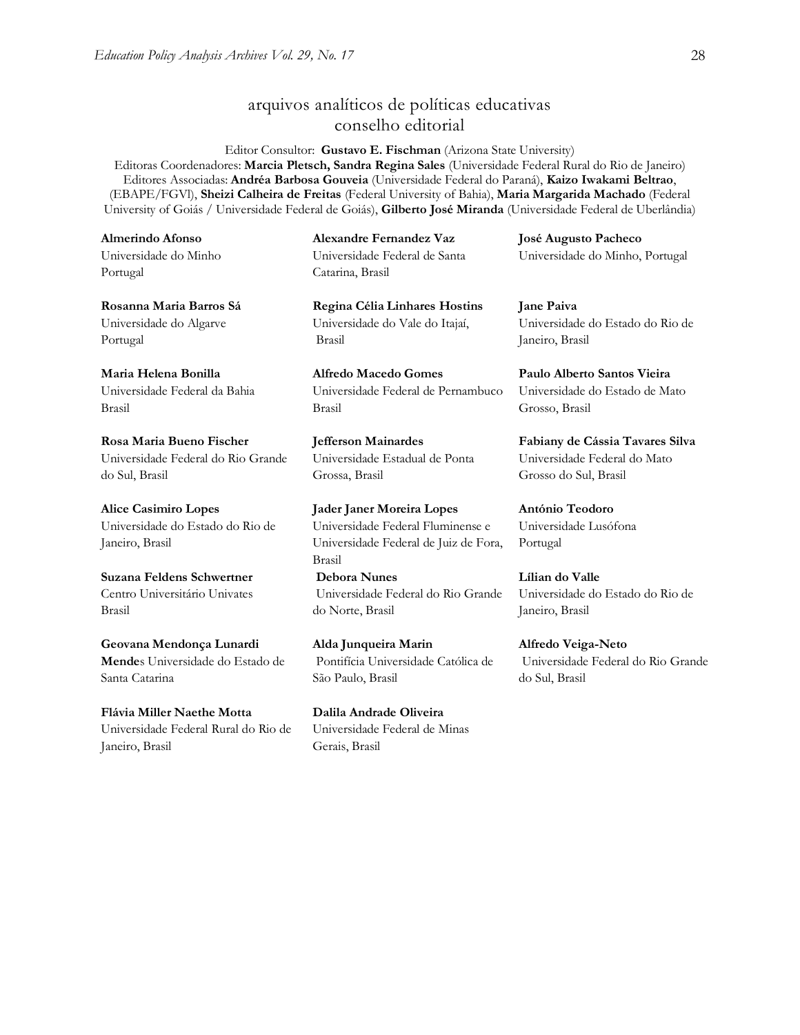## arquivos analíticos de políticas educativas
## conselho editorial

Editor Consultor: **Gustavo E. Fischman** (Arizona State University)
Editoras Coordenadores: **Marcia Pletsch, Sandra Regina Sales** (Universidade Federal Rural do Rio de Janeiro)
Editores Associadas: **Andréa Barbosa Gouveia** (Universidade Federal do Paraná), **Kaizo Iwakami Beltrao**, (EBAPE/FGVl), **Sheizi Calheira de Freitas** (Federal University of Bahia), **Maria Margarida Machado** (Federal University of Goiás / Universidade Federal de Goiás), **Gilberto José Miranda** (Universidade Federal de Uberlândia)

**Almerindo Afonso**
Universidade do Minho
Portugal

**Rosanna Maria Barros Sá**
Universidade do Algarve
Portugal

**Maria Helena Bonilla**
Universidade Federal da Bahia
Brasil

**Rosa Maria Bueno Fischer**
Universidade Federal do Rio Grande do Sul, Brasil

**Alice Casimiro Lopes**
Universidade do Estado do Rio de Janeiro, Brasil

**Suzana Feldens Schwertner**
Centro Universitário Univates
Brasil

**Geovana Mendonça Lunardi Mende**s Universidade do Estado de Santa Catarina

**Flávia Miller Naethe Motta**
Universidade Federal Rural do Rio de Janeiro, Brasil

**Alexandre Fernandez Vaz**
Universidade Federal de Santa Catarina, Brasil

**Regina Célia Linhares Hostins**
Universidade do Vale do Itajaí, Brasil

**Alfredo Macedo Gomes**
Universidade Federal de Pernambuco
Brasil

**Jefferson Mainardes**
Universidade Estadual de Ponta Grossa, Brasil

**Jader Janer Moreira Lopes**
Universidade Federal Fluminense e Universidade Federal de Juiz de Fora, Brasil

**Debora Nunes**
Universidade Federal do Rio Grande do Norte, Brasil

**Alda Junqueira Marin**
Pontifícia Universidade Católica de São Paulo, Brasil

**Dalila Andrade Oliveira**
Universidade Federal de Minas Gerais, Brasil

**José Augusto Pacheco**
Universidade do Minho, Portugal

**Jane Paiva**
Universidade do Estado do Rio de Janeiro, Brasil

**Paulo Alberto Santos Vieira**
Universidade do Estado de Mato Grosso, Brasil

**Fabiany de Cássia Tavares Silva**
Universidade Federal do Mato Grosso do Sul, Brasil

**António Teodoro**
Universidade Lusófona
Portugal

**Lílian do Valle**
Universidade do Estado do Rio de Janeiro, Brasil

**Alfredo Veiga-Neto**
Universidade Federal do Rio Grande do Sul, Brasil